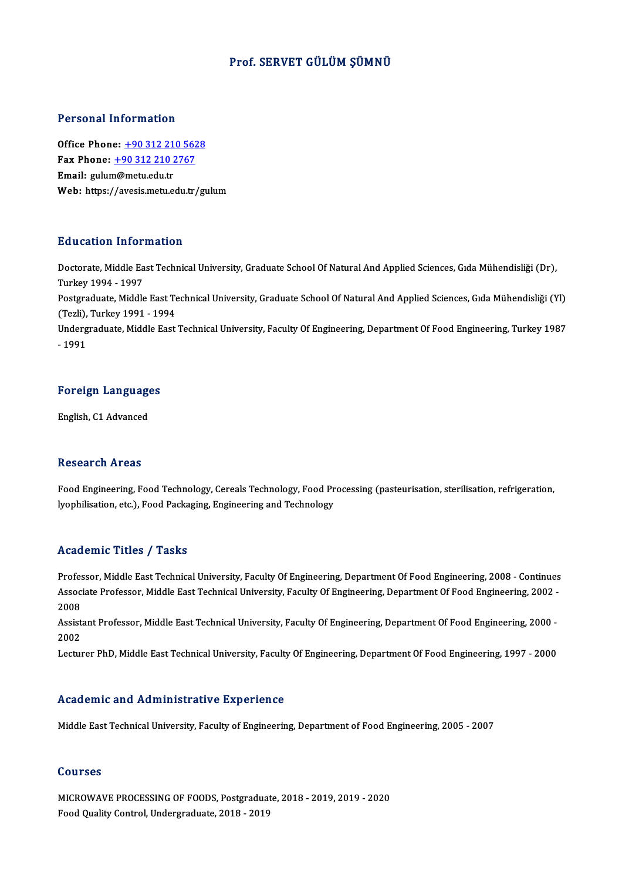# Prof. SERVET GÜLÜM ŞÜMNÜ

## Personal Information

**Office Phone:** +90 312 210 5628
**Fax Phone:** +90 312 210 2767
**Email:** gulum@metu.edu.tr
**Web:** https://avesis.metu.edu.tr/gulum

## Education Information

Doctorate, Middle East Technical University, Graduate School Of Natural And Applied Sciences, Gıda Mühendisliği (Dr), Turkey 1994 - 1997
Postgraduate, Middle East Technical University, Graduate School Of Natural And Applied Sciences, Gıda Mühendisliği (Yl) (Tezli), Turkey 1991 - 1994
Undergraduate, Middle East Technical University, Faculty Of Engineering, Department Of Food Engineering, Turkey 1987 - 1991

## Foreign Languages

English, C1 Advanced

## Research Areas

Food Engineering, Food Technology, Cereals Technology, Food Processing (pasteurisation, sterilisation, refrigeration, lyophilisation, etc.), Food Packaging, Engineering and Technology

## Academic Titles / Tasks

Professor, Middle East Technical University, Faculty Of Engineering, Department Of Food Engineering, 2008 - Continues
Associate Professor, Middle East Technical University, Faculty Of Engineering, Department Of Food Engineering, 2002 - 2008
Assistant Professor, Middle East Technical University, Faculty Of Engineering, Department Of Food Engineering, 2000 - 2002
Lecturer PhD, Middle East Technical University, Faculty Of Engineering, Department Of Food Engineering, 1997 - 2000

## Academic and Administrative Experience

Middle East Technical University, Faculty of Engineering, Department of Food Engineering, 2005 - 2007

## Courses

MICROWAVE PROCESSING OF FOODS, Postgraduate, 2018 - 2019, 2019 - 2020
Food Quality Control, Undergraduate, 2018 - 2019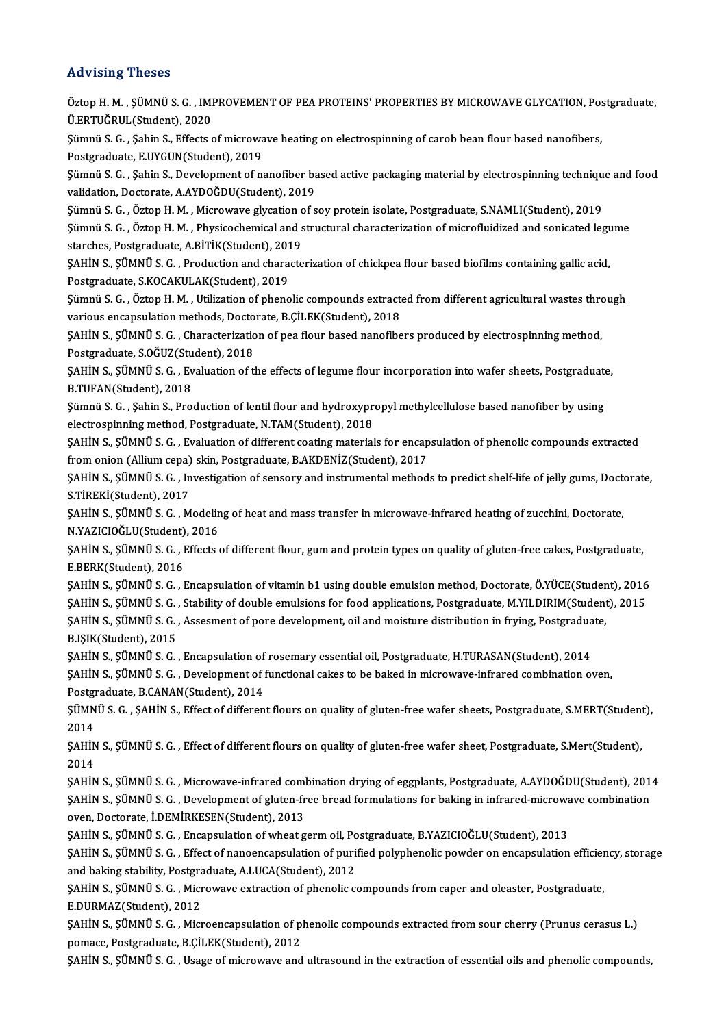## Advising Theses

Öztop H. M. , ŞÜMNÜ S. G. , IMPROVEMENT OF PEA PROTEINS' PROPERTIES BY MICROWAVE GLYCATION, Postgraduate, Ü.ERTUĞRUL(Student), 2020

Şümnü S. G. , Şahin S., Effects of microwave heating on electrospinning of carob bean flour based nanofibers, Postgraduate, E.UYGUN(Student), 2019

Şümnü S. G. , Şahin S., Development of nanofiber based active packaging material by electrospinning technique and food validation, Doctorate, A.AYDOĞDU(Student), 2019

Şümnü S. G. , Öztop H. M. , Microwave glycation of soy protein isolate, Postgraduate, S.NAMLI(Student), 2019

Şümnü S. G. , Öztop H. M. , Physicochemical and structural characterization of microfluidized and sonicated legume starches, Postgraduate, A.BİTİK(Student), 2019

ŞAHİN S., ŞÜMNÜ S. G. , Production and characterization of chickpea flour based biofilms containing gallic acid, Postgraduate, S.KOCAKULAK(Student), 2019

Şümnü S. G. , Öztop H. M. , Utilization of phenolic compounds extracted from different agricultural wastes through various encapsulation methods, Doctorate, B.ÇİLEK(Student), 2018

ŞAHİN S., ŞÜMNÜ S. G. , Characterization of pea flour based nanofibers produced by electrospinning method, Postgraduate, S.OĞUZ(Student), 2018

ŞAHİN S., ŞÜMNÜ S. G. , Evaluation of the effects of legume flour incorporation into wafer sheets, Postgraduate, B.TUFAN(Student), 2018

Şümnü S. G. , Şahin S., Production of lentil flour and hydroxypropyl methylcellulose based nanofiber by using electrospinning method, Postgraduate, N.TAM(Student), 2018

ŞAHİN S., ŞÜMNÜ S. G. , Evaluation of different coating materials for encapsulation of phenolic compounds extracted from onion (Allium cepa) skin, Postgraduate, B.AKDENİZ(Student), 2017

ŞAHİN S., ŞÜMNÜ S. G. , Investigation of sensory and instrumental methods to predict shelf-life of jelly gums, Doctorate, S.TİREKİ(Student), 2017

ŞAHİN S., ŞÜMNÜ S. G. , Modeling of heat and mass transfer in microwave-infrared heating of zucchini, Doctorate, N.YAZICIOĞLU(Student), 2016

ŞAHİN S., ŞÜMNÜ S. G. , Effects of different flour, gum and protein types on quality of gluten-free cakes, Postgraduate, E.BERK(Student), 2016

ŞAHİN S., ŞÜMNÜ S. G. , Encapsulation of vitamin b1 using double emulsion method, Doctorate, Ö.YÜCE(Student), 2016

ŞAHİN S., ŞÜMNÜ S. G. , Stability of double emulsions for food applications, Postgraduate, M.YILDIRIM(Student), 2015

ŞAHİN S., ŞÜMNÜ S. G. , Assesment of pore development, oil and moisture distribution in frying, Postgraduate, B.IŞIK(Student), 2015

ŞAHİN S., ŞÜMNÜ S. G. , Encapsulation of rosemary essential oil, Postgraduate, H.TURASAN(Student), 2014

ŞAHİN S., ŞÜMNÜ S. G. , Development of functional cakes to be baked in microwave-infrared combination oven, Postgraduate, B.CANAN(Student), 2014

ŞÜMNÜ S. G. , ŞAHİN S., Effect of different flours on quality of gluten-free wafer sheets, Postgraduate, S.MERT(Student), 2014

ŞAHİN S., ŞÜMNÜ S. G. , Effect of different flours on quality of gluten-free wafer sheet, Postgraduate, S.Mert(Student), 2014

ŞAHİN S., ŞÜMNÜ S. G. , Microwave-infrared combination drying of eggplants, Postgraduate, A.AYDOĞDU(Student), 2014

ŞAHİN S., ŞÜMNÜ S. G. , Development of gluten-free bread formulations for baking in infrared-microwave combination oven, Doctorate, İ.DEMİRKESEN(Student), 2013

ŞAHİN S., ŞÜMNÜ S. G. , Encapsulation of wheat germ oil, Postgraduate, B.YAZICIOĞLU(Student), 2013

ŞAHİN S., ŞÜMNÜ S. G. , Effect of nanoencapsulation of purified polyphenolic powder on encapsulation efficiency, storage and baking stability, Postgraduate, A.LUCA(Student), 2012

ŞAHİN S., ŞÜMNÜ S. G. , Microwave extraction of phenolic compounds from caper and oleaster, Postgraduate, E.DURMAZ(Student), 2012

ŞAHİN S., ŞÜMNÜ S. G. , Microencapsulation of phenolic compounds extracted from sour cherry (Prunus cerasus L.) pomace, Postgraduate, B.ÇİLEK(Student), 2012

ŞAHİN S., ŞÜMNÜ S. G. , Usage of microwave and ultrasound in the extraction of essential oils and phenolic compounds,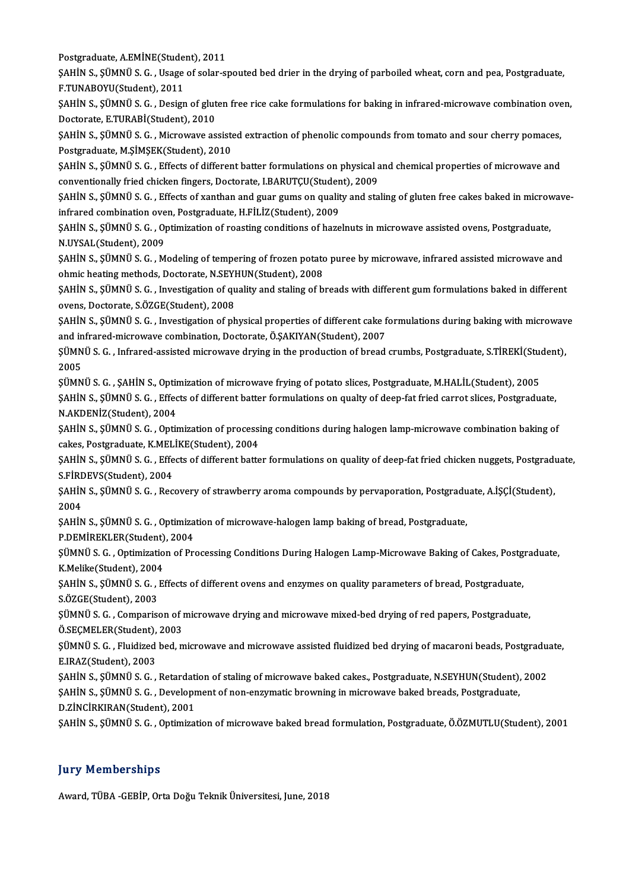Postgraduate, A.EMİNE(Student), 2011

ŞAHİN S., ŞÜMNÜ S. G. , Usage of solar-spouted bed drier in the drying of parboiled wheat, corn and pea, Postgraduate, F.TUNABOYU(Student), 2011

ŞAHİN S., ŞÜMNÜ S. G. , Design of gluten free rice cake formulations for baking in infrared-microwave combination oven, Doctorate, E.TURABİ(Student), 2010

ŞAHİN S., ŞÜMNÜ S. G. , Microwave assisted extraction of phenolic compounds from tomato and sour cherry pomaces, Postgraduate, M.ŞİMŞEK(Student), 2010

ŞAHİN S., ŞÜMNÜ S. G. , Effects of different batter formulations on physical and chemical properties of microwave and conventionally fried chicken fingers, Doctorate, I.BARUTÇU(Student), 2009

ŞAHİN S., ŞÜMNÜ S. G. , Effects of xanthan and guar gums on quality and staling of gluten free cakes baked in microwave-infrared combination oven, Postgraduate, H.FİLİZ(Student), 2009

ŞAHİN S., ŞÜMNÜ S. G. , Optimization of roasting conditions of hazelnuts in microwave assisted ovens, Postgraduate, N.UYSAL(Student), 2009

ŞAHİN S., ŞÜMNÜ S. G. , Modeling of tempering of frozen potato puree by microwave, infrared assisted microwave and ohmic heating methods, Doctorate, N.SEYHUN(Student), 2008

ŞAHİN S., ŞÜMNÜ S. G. , Investigation of quality and staling of breads with different gum formulations baked in different ovens, Doctorate, S.ÖZGE(Student), 2008

ŞAHİN S., ŞÜMNÜ S. G. , Investigation of physical properties of different cake formulations during baking with microwave and infrared-microwave combination, Doctorate, Ö.ŞAKIYAN(Student), 2007

ŞÜMNÜ S. G. , Infrared-assisted microwave drying in the production of bread crumbs, Postgraduate, S.TİREKİ(Student), 2005

ŞÜMNÜ S. G. , ŞAHİN S., Optimization of microwave frying of potato slices, Postgraduate, M.HALİL(Student), 2005

ŞAHİN S., ŞÜMNÜ S. G. , Effects of different batter formulations on qualty of deep-fat fried carrot slices, Postgraduate, N.AKDENİZ(Student), 2004

ŞAHİN S., ŞÜMNÜ S. G. , Optimization of processing conditions during halogen lamp-microwave combination baking of cakes, Postgraduate, K.MELİKE(Student), 2004

ŞAHİN S., ŞÜMNÜ S. G. , Effects of different batter formulations on quality of deep-fat fried chicken nuggets, Postgraduate, S.FİRDEVS(Student), 2004

ŞAHİN S., ŞÜMNÜ S. G. , Recovery of strawberry aroma compounds by pervaporation, Postgraduate, A.İŞÇİ(Student), 2004

ŞAHİN S., ŞÜMNÜ S. G. , Optimization of microwave-halogen lamp baking of bread, Postgraduate, P.DEMİREKLER(Student), 2004

ŞÜMNÜ S. G. , Optimization of Processing Conditions During Halogen Lamp-Microwave Baking of Cakes, Postgraduate, K.Melike(Student), 2004

ŞAHİN S., ŞÜMNÜ S. G. , Effects of different ovens and enzymes on quality parameters of bread, Postgraduate, S.ÖZGE(Student), 2003

ŞÜMNÜ S. G. , Comparison of microwave drying and microwave mixed-bed drying of red papers, Postgraduate, Ö.SEÇMELER(Student), 2003

ŞÜMNÜ S. G. , Fluidized bed, microwave and microwave assisted fluidized bed drying of macaroni beads, Postgraduate, E.IRAZ(Student), 2003

ŞAHİN S., ŞÜMNÜ S. G. , Retardation of staling of microwave baked cakes., Postgraduate, N.SEYHUN(Student), 2002

ŞAHİN S., ŞÜMNÜ S. G. , Development of non-enzymatic browning in microwave baked breads, Postgraduate, D.ZİNCİRKIRAN(Student), 2001

ŞAHİN S., ŞÜMNÜ S. G. , Optimization of microwave baked bread formulation, Postgraduate, Ö.ÖZMUTLU(Student), 2001

## Jury Memberships

Award, TÜBA -GEBİP, Orta Doğu Teknik Üniversitesi, June, 2018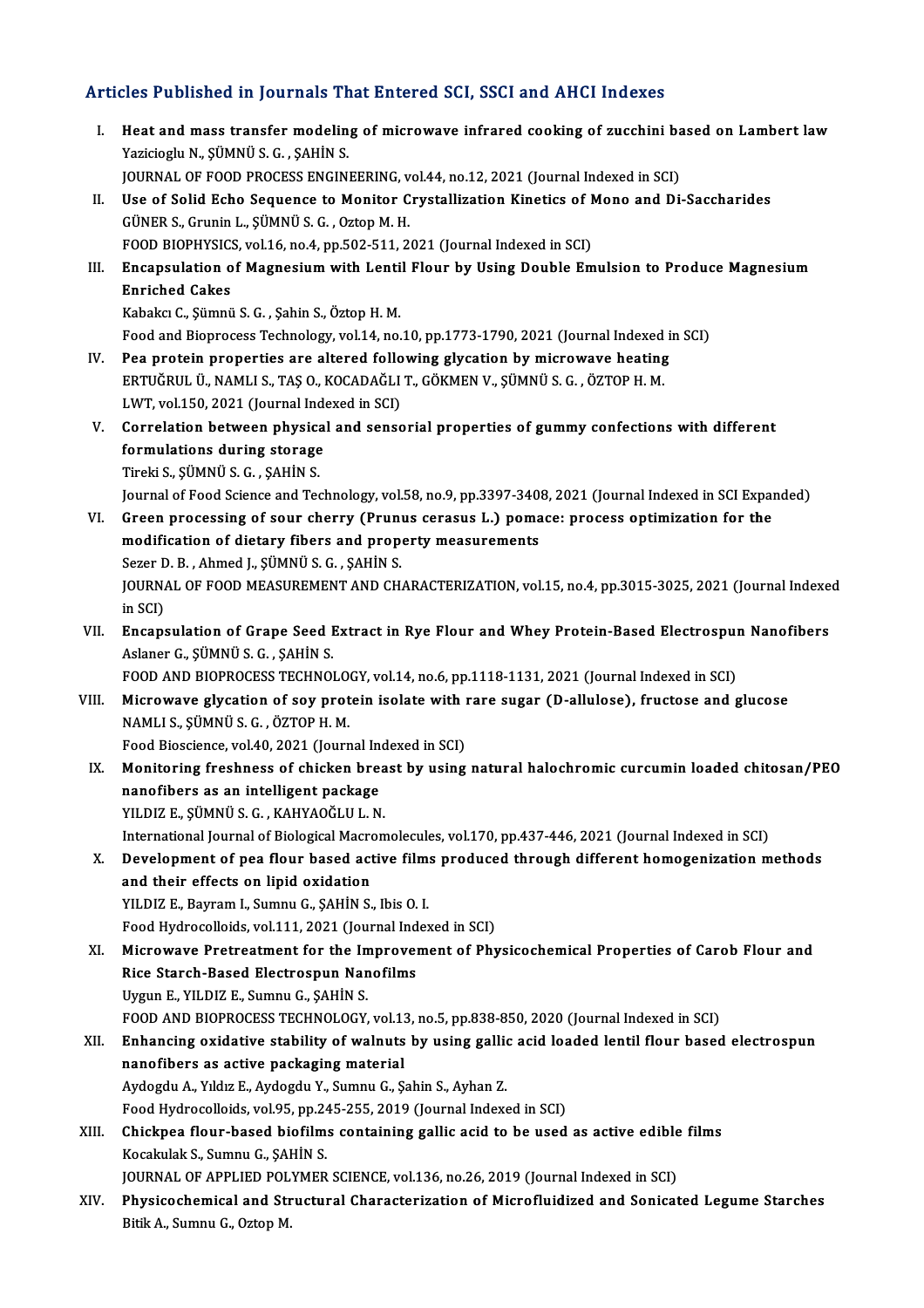## Articles Published in Journals That Entered SCI, SSCI and AHCI Indexes

I. **Heat and mass transfer modeling of microwave infrared cooking of zucchini based on Lambert law**
Yazicioglu N., ŞÜMNÜ S. G. , ŞAHİN S.
JOURNAL OF FOOD PROCESS ENGINEERING, vol.44, no.12, 2021 (Journal Indexed in SCI)

II. **Use of Solid Echo Sequence to Monitor Crystallization Kinetics of Mono and Di-Saccharides**
GÜNER S., Grunin L., ŞÜMNÜ S. G. , Oztop M. H.
FOOD BIOPHYSICS, vol.16, no.4, pp.502-511, 2021 (Journal Indexed in SCI)

III. **Encapsulation of Magnesium with Lentil Flour by Using Double Emulsion to Produce Magnesium Enriched Cakes**
Kabakcı C., Şümnü S. G. , Şahin S., Öztop H. M.
Food and Bioprocess Technology, vol.14, no.10, pp.1773-1790, 2021 (Journal Indexed in SCI)

IV. **Pea protein properties are altered following glycation by microwave heating**
ERTUĞRUL Ü., NAMLI S., TAŞ O., KOCADAĞLI T., GÖKMEN V., ŞÜMNÜ S. G. , ÖZTOP H. M.
LWT, vol.150, 2021 (Journal Indexed in SCI)

V. **Correlation between physical and sensorial properties of gummy confections with different formulations during storage**
Tireki S., ŞÜMNÜ S. G. , ŞAHİN S.
Journal of Food Science and Technology, vol.58, no.9, pp.3397-3408, 2021 (Journal Indexed in SCI Expanded)

VI. **Green processing of sour cherry (Prunus cerasus L.) pomace: process optimization for the modification of dietary fibers and property measurements**
Sezer D. B. , Ahmed J., ŞÜMNÜ S. G. , ŞAHİN S.
JOURNAL OF FOOD MEASUREMENT AND CHARACTERIZATION, vol.15, no.4, pp.3015-3025, 2021 (Journal Indexed in SCI)

VII. **Encapsulation of Grape Seed Extract in Rye Flour and Whey Protein-Based Electrospun Nanofibers**
Aslaner G., ŞÜMNÜ S. G. , ŞAHİN S.
FOOD AND BIOPROCESS TECHNOLOGY, vol.14, no.6, pp.1118-1131, 2021 (Journal Indexed in SCI)

VIII. **Microwave glycation of soy protein isolate with rare sugar (D-allulose), fructose and glucose**
NAMLI S., ŞÜMNÜ S. G. , ÖZTOP H. M.
Food Bioscience, vol.40, 2021 (Journal Indexed in SCI)

IX. **Monitoring freshness of chicken breast by using natural halochromic curcumin loaded chitosan/PEO nanofibers as an intelligent package**
YILDIZ E., ŞÜMNÜ S. G. , KAHYAOĞLU L. N.
International Journal of Biological Macromolecules, vol.170, pp.437-446, 2021 (Journal Indexed in SCI)

X. **Development of pea flour based active films produced through different homogenization methods and their effects on lipid oxidation**
YILDIZ E., Bayram I., Sumnu G., ŞAHİN S., Ibis O. I.
Food Hydrocolloids, vol.111, 2021 (Journal Indexed in SCI)

XI. **Microwave Pretreatment for the Improvement of Physicochemical Properties of Carob Flour and Rice Starch-Based Electrospun Nanofilms**
Uygun E., YILDIZ E., Sumnu G., ŞAHİN S.
FOOD AND BIOPROCESS TECHNOLOGY, vol.13, no.5, pp.838-850, 2020 (Journal Indexed in SCI)

XII. **Enhancing oxidative stability of walnuts by using gallic acid loaded lentil flour based electrospun nanofibers as active packaging material**
Aydogdu A., Yıldız E., Aydogdu Y., Sumnu G., Şahin S., Ayhan Z.
Food Hydrocolloids, vol.95, pp.245-255, 2019 (Journal Indexed in SCI)

XIII. **Chickpea flour-based biofilms containing gallic acid to be used as active edible films**
Kocakulak S., Sumnu G., ŞAHİN S.
JOURNAL OF APPLIED POLYMER SCIENCE, vol.136, no.26, 2019 (Journal Indexed in SCI)

XIV. **Physicochemical and Structural Characterization of Microfluidized and Sonicated Legume Starches**
Bitik A., Sumnu G., Oztop M.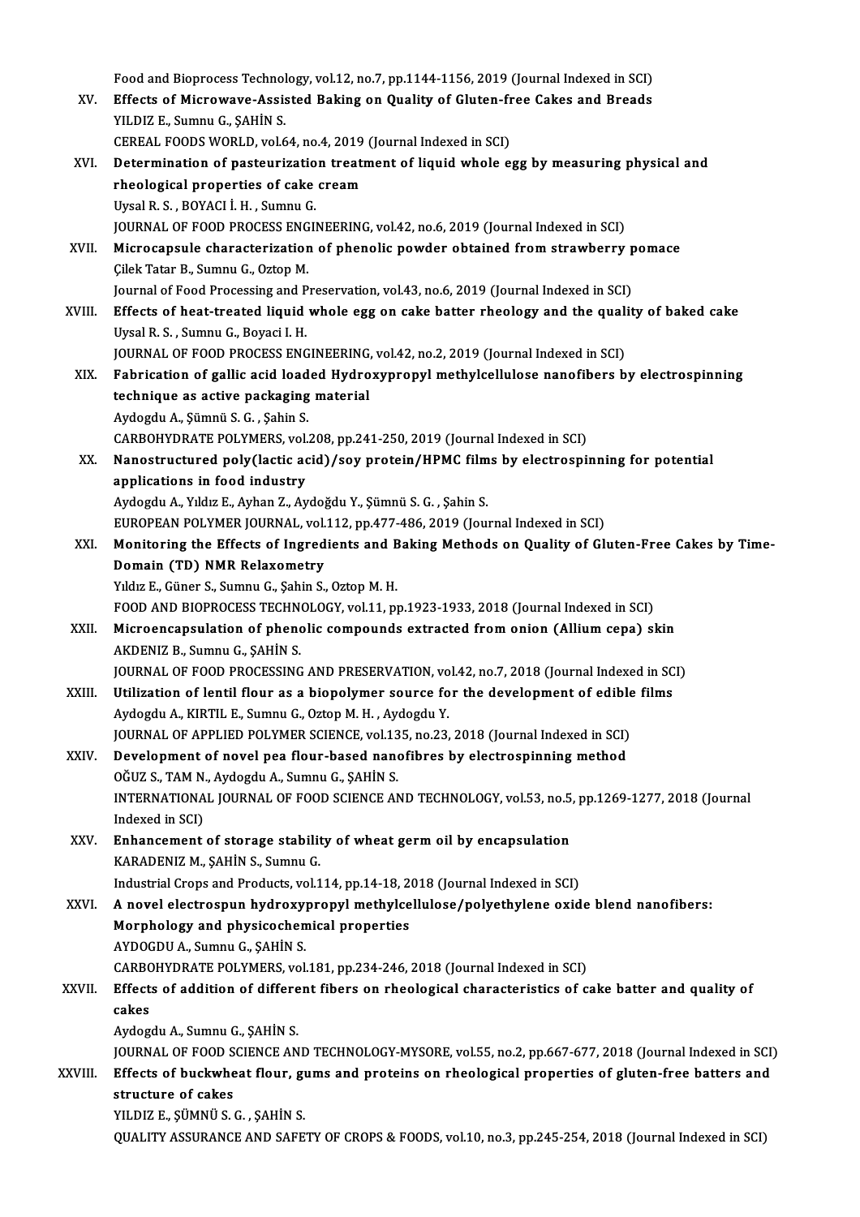Food and Bioprocess Technology, vol.12, no.7, pp.1144-1156, 2019 (Journal Indexed in SCI)

XV. **Effects of Microwave-Assisted Baking on Quality of Gluten-free Cakes and Breads**
YILDIZ E., Sumnu G., ŞAHİN S.
CEREAL FOODS WORLD, vol.64, no.4, 2019 (Journal Indexed in SCI)

XVI. **Determination of pasteurization treatment of liquid whole egg by measuring physical and rheological properties of cake cream**
Uysal R. S. , BOYACI İ. H. , Sumnu G.
JOURNAL OF FOOD PROCESS ENGINEERING, vol.42, no.6, 2019 (Journal Indexed in SCI)

XVII. **Microcapsule characterization of phenolic powder obtained from strawberry pomace**
Çilek Tatar B., Sumnu G., Oztop M.
Journal of Food Processing and Preservation, vol.43, no.6, 2019 (Journal Indexed in SCI)

XVIII. **Effects of heat-treated liquid whole egg on cake batter rheology and the quality of baked cake**
Uysal R. S. , Sumnu G., Boyaci I. H.
JOURNAL OF FOOD PROCESS ENGINEERING, vol.42, no.2, 2019 (Journal Indexed in SCI)

XIX. **Fabrication of gallic acid loaded Hydroxypropyl methylcellulose nanofibers by electrospinning technique as active packaging material**
Aydogdu A., Şümnü S. G. , Şahin S.
CARBOHYDRATE POLYMERS, vol.208, pp.241-250, 2019 (Journal Indexed in SCI)

XX. **Nanostructured poly(lactic acid)/soy protein/HPMC films by electrospinning for potential applications in food industry**
Aydogdu A., Yıldız E., Ayhan Z., Aydoğdu Y., Şümnü S. G. , Şahin S.
EUROPEAN POLYMER JOURNAL, vol.112, pp.477-486, 2019 (Journal Indexed in SCI)

XXI. **Monitoring the Effects of Ingredients and Baking Methods on Quality of Gluten-Free Cakes by Time-Domain (TD) NMR Relaxometry**
Yıldız E., Güner S., Sumnu G., Şahin S., Oztop M. H.
FOOD AND BIOPROCESS TECHNOLOGY, vol.11, pp.1923-1933, 2018 (Journal Indexed in SCI)

XXII. **Microencapsulation of phenolic compounds extracted from onion (Allium cepa) skin**
AKDENIZ B., Sumnu G., ŞAHİN S.
JOURNAL OF FOOD PROCESSING AND PRESERVATION, vol.42, no.7, 2018 (Journal Indexed in SCI)

XXIII. **Utilization of lentil flour as a biopolymer source for the development of edible films**
Aydogdu A., KIRTIL E., Sumnu G., Oztop M. H. , Aydogdu Y.
JOURNAL OF APPLIED POLYMER SCIENCE, vol.135, no.23, 2018 (Journal Indexed in SCI)

XXIV. **Development of novel pea flour-based nanofibres by electrospinning method**
OĞUZ S., TAM N., Aydogdu A., Sumnu G., ŞAHİN S.
INTERNATIONAL JOURNAL OF FOOD SCIENCE AND TECHNOLOGY, vol.53, no.5, pp.1269-1277, 2018 (Journal Indexed in SCI)

XXV. **Enhancement of storage stability of wheat germ oil by encapsulation**
KARADENIZ M., ŞAHİN S., Sumnu G.
Industrial Crops and Products, vol.114, pp.14-18, 2018 (Journal Indexed in SCI)

XXVI. **A novel electrospun hydroxypropyl methylcellulose/polyethylene oxide blend nanofibers: Morphology and physicochemical properties**
AYDOGDU A., Sumnu G., ŞAHİN S.
CARBOHYDRATE POLYMERS, vol.181, pp.234-246, 2018 (Journal Indexed in SCI)

XXVII. **Effects of addition of different fibers on rheological characteristics of cake batter and quality of cakes**
Aydogdu A., Sumnu G., ŞAHİN S.
JOURNAL OF FOOD SCIENCE AND TECHNOLOGY-MYSORE, vol.55, no.2, pp.667-677, 2018 (Journal Indexed in SCI)

XXVIII. **Effects of buckwheat flour, gums and proteins on rheological properties of gluten-free batters and structure of cakes**
YILDIZ E., ŞÜMNÜ S. G. , ŞAHİN S.
QUALITY ASSURANCE AND SAFETY OF CROPS & FOODS, vol.10, no.3, pp.245-254, 2018 (Journal Indexed in SCI)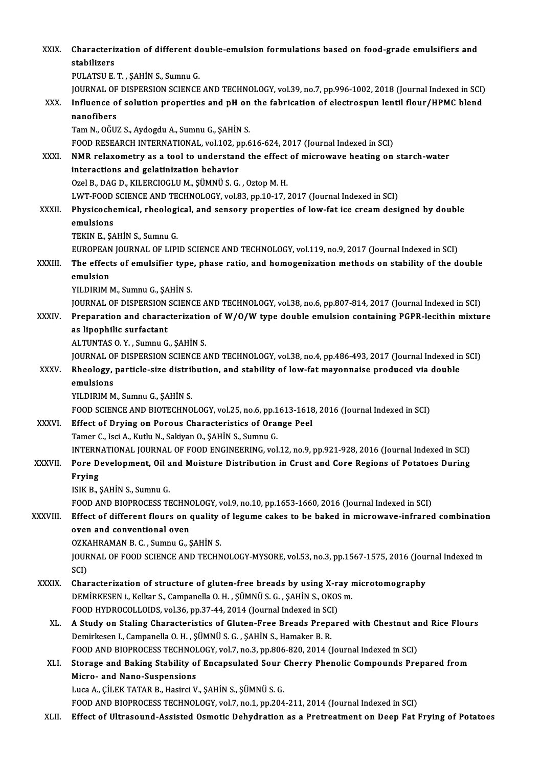XXIX. **Characterization of different double-emulsion formulations based on food-grade emulsifiers and stabilizers**
PULATSU E. T. , ŞAHİN S., Sumnu G.
JOURNAL OF DISPERSION SCIENCE AND TECHNOLOGY, vol.39, no.7, pp.996-1002, 2018 (Journal Indexed in SCI)

XXX. **Influence of solution properties and pH on the fabrication of electrospun lentil flour/HPMC blend nanofibers**
Tam N., OĞUZ S., Aydogdu A., Sumnu G., ŞAHİN S.
FOOD RESEARCH INTERNATIONAL, vol.102, pp.616-624, 2017 (Journal Indexed in SCI)

XXXI. **NMR relaxometry as a tool to understand the effect of microwave heating on starch-water interactions and gelatinization behavior**
Ozel B., DAG D., KILERCIOGLU M., ŞÜMNÜ S. G. , Oztop M. H.
LWT-FOOD SCIENCE AND TECHNOLOGY, vol.83, pp.10-17, 2017 (Journal Indexed in SCI)

XXXII. **Physicochemical, rheological, and sensory properties of low-fat ice cream designed by double emulsions**
TEKIN E., ŞAHİN S., Sumnu G.
EUROPEAN JOURNAL OF LIPID SCIENCE AND TECHNOLOGY, vol.119, no.9, 2017 (Journal Indexed in SCI)

XXXIII. **The effects of emulsifier type, phase ratio, and homogenization methods on stability of the double emulsion**
YILDIRIM M., Sumnu G., ŞAHİN S.
JOURNAL OF DISPERSION SCIENCE AND TECHNOLOGY, vol.38, no.6, pp.807-814, 2017 (Journal Indexed in SCI)

XXXIV. **Preparation and characterization of W/O/W type double emulsion containing PGPR-lecithin mixture as lipophilic surfactant**
ALTUNTAS O. Y. , Sumnu G., ŞAHİN S.
JOURNAL OF DISPERSION SCIENCE AND TECHNOLOGY, vol.38, no.4, pp.486-493, 2017 (Journal Indexed in SCI)

XXXV. **Rheology, particle-size distribution, and stability of low-fat mayonnaise produced via double emulsions**
YILDIRIM M., Sumnu G., ŞAHİN S.
FOOD SCIENCE AND BIOTECHNOLOGY, vol.25, no.6, pp.1613-1618, 2016 (Journal Indexed in SCI)

XXXVI. **Effect of Drying on Porous Characteristics of Orange Peel**
Tamer C., Isci A., Kutlu N., Sakiyan O., ŞAHİN S., Sumnu G.
INTERNATIONAL JOURNAL OF FOOD ENGINEERING, vol.12, no.9, pp.921-928, 2016 (Journal Indexed in SCI)

XXXVII. **Pore Development, Oil and Moisture Distribution in Crust and Core Regions of Potatoes During Frying**
ISIK B., ŞAHİN S., Sumnu G.
FOOD AND BIOPROCESS TECHNOLOGY, vol.9, no.10, pp.1653-1660, 2016 (Journal Indexed in SCI)

XXXVIII. **Effect of different flours on quality of legume cakes to be baked in microwave-infrared combination oven and conventional oven**
OZKAHRAMAN B. C. , Sumnu G., ŞAHİN S.
JOURNAL OF FOOD SCIENCE AND TECHNOLOGY-MYSORE, vol.53, no.3, pp.1567-1575, 2016 (Journal Indexed in SCI)

XXXIX. **Characterization of structure of gluten-free breads by using X-ray microtomography**
DEMİRKESEN i., Kelkar S., Campanella O. H. , ŞÜMNÜ S. G. , ŞAHİN S., OKOS m.
FOOD HYDROCOLLOIDS, vol.36, pp.37-44, 2014 (Journal Indexed in SCI)

XL. **A Study on Staling Characteristics of Gluten-Free Breads Prepared with Chestnut and Rice Flours**
Demirkesen I., Campanella O. H. , ŞÜMNÜ S. G. , ŞAHİN S., Hamaker B. R.
FOOD AND BIOPROCESS TECHNOLOGY, vol.7, no.3, pp.806-820, 2014 (Journal Indexed in SCI)

XLI. **Storage and Baking Stability of Encapsulated Sour Cherry Phenolic Compounds Prepared from Micro- and Nano-Suspensions**
Luca A., ÇİLEK TATAR B., Hasirci V., ŞAHİN S., ŞÜMNÜ S. G.
FOOD AND BIOPROCESS TECHNOLOGY, vol.7, no.1, pp.204-211, 2014 (Journal Indexed in SCI)

XLII. **Effect of Ultrasound-Assisted Osmotic Dehydration as a Pretreatment on Deep Fat Frying of Potatoes**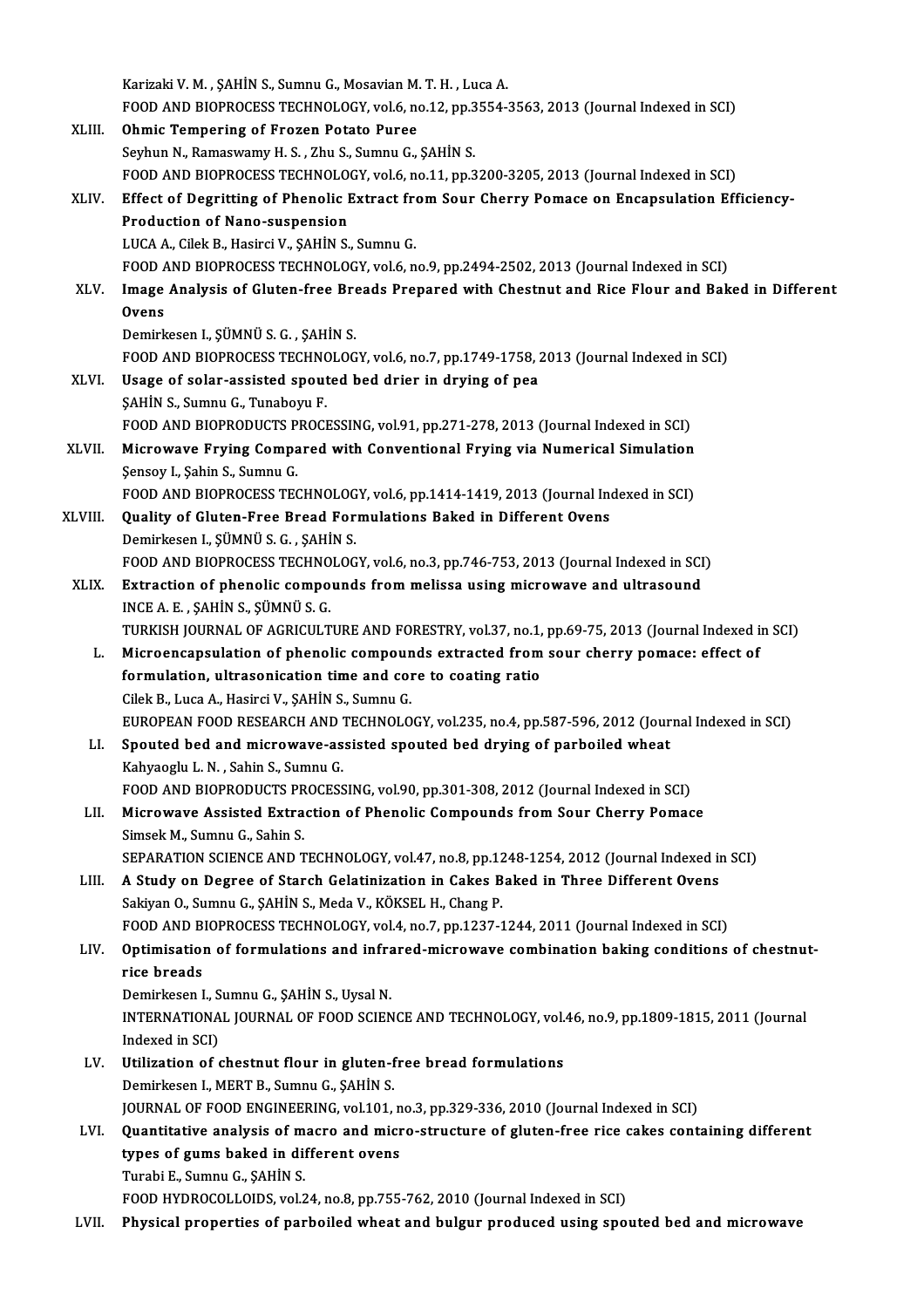Karizaki V. M. , ŞAHİN S., Sumnu G., Mosavian M. T. H. , Luca A.
FOOD AND BIOPROCESS TECHNOLOGY, vol.6, no.12, pp.3554-3563, 2013 (Journal Indexed in SCI)

XLIII. **Ohmic Tempering of Frozen Potato Puree**
Seyhun N., Ramaswamy H. S. , Zhu S., Sumnu G., ŞAHİN S.
FOOD AND BIOPROCESS TECHNOLOGY, vol.6, no.11, pp.3200-3205, 2013 (Journal Indexed in SCI)

XLIV. **Effect of Degritting of Phenolic Extract from Sour Cherry Pomace on Encapsulation Efficiency-Production of Nano-suspension**
LUCA A., Cilek B., Hasirci V., ŞAHİN S., Sumnu G.
FOOD AND BIOPROCESS TECHNOLOGY, vol.6, no.9, pp.2494-2502, 2013 (Journal Indexed in SCI)

XLV. **Image Analysis of Gluten-free Breads Prepared with Chestnut and Rice Flour and Baked in Different Ovens**
Demirkesen I., ŞÜMNÜ S. G. , ŞAHİN S.
FOOD AND BIOPROCESS TECHNOLOGY, vol.6, no.7, pp.1749-1758, 2013 (Journal Indexed in SCI)

XLVI. **Usage of solar-assisted spouted bed drier in drying of pea**
ŞAHİN S., Sumnu G., Tunaboyu F.
FOOD AND BIOPRODUCTS PROCESSING, vol.91, pp.271-278, 2013 (Journal Indexed in SCI)

XLVII. **Microwave Frying Compared with Conventional Frying via Numerical Simulation**
Şensoy I., Şahin S., Sumnu G.
FOOD AND BIOPROCESS TECHNOLOGY, vol.6, pp.1414-1419, 2013 (Journal Indexed in SCI)

XLVIII. **Quality of Gluten-Free Bread Formulations Baked in Different Ovens**
Demirkesen I., ŞÜMNÜ S. G. , ŞAHİN S.
FOOD AND BIOPROCESS TECHNOLOGY, vol.6, no.3, pp.746-753, 2013 (Journal Indexed in SCI)

XLIX. **Extraction of phenolic compounds from melissa using microwave and ultrasound**
INCE A. E. , ŞAHİN S., ŞÜMNÜ S. G.
TURKISH JOURNAL OF AGRICULTURE AND FORESTRY, vol.37, no.1, pp.69-75, 2013 (Journal Indexed in SCI)

L. **Microencapsulation of phenolic compounds extracted from sour cherry pomace: effect of formulation, ultrasonication time and core to coating ratio**
Cilek B., Luca A., Hasirci V., ŞAHİN S., Sumnu G.
EUROPEAN FOOD RESEARCH AND TECHNOLOGY, vol.235, no.4, pp.587-596, 2012 (Journal Indexed in SCI)

LI. **Spouted bed and microwave-assisted spouted bed drying of parboiled wheat**
Kahyaoglu L. N. , Sahin S., Sumnu G.
FOOD AND BIOPRODUCTS PROCESSING, vol.90, pp.301-308, 2012 (Journal Indexed in SCI)

LII. **Microwave Assisted Extraction of Phenolic Compounds from Sour Cherry Pomace**
Simsek M., Sumnu G., Sahin S.
SEPARATION SCIENCE AND TECHNOLOGY, vol.47, no.8, pp.1248-1254, 2012 (Journal Indexed in SCI)

LIII. **A Study on Degree of Starch Gelatinization in Cakes Baked in Three Different Ovens**
Sakiyan O., Sumnu G., ŞAHİN S., Meda V., KÖKSEL H., Chang P.
FOOD AND BIOPROCESS TECHNOLOGY, vol.4, no.7, pp.1237-1244, 2011 (Journal Indexed in SCI)

LIV. **Optimisation of formulations and infrared-microwave combination baking conditions of chestnut-rice breads**
Demirkesen I., Sumnu G., ŞAHİN S., Uysal N.
INTERNATIONAL JOURNAL OF FOOD SCIENCE AND TECHNOLOGY, vol.46, no.9, pp.1809-1815, 2011 (Journal Indexed in SCI)

LV. **Utilization of chestnut flour in gluten-free bread formulations**
Demirkesen I., MERT B., Sumnu G., ŞAHİN S.
JOURNAL OF FOOD ENGINEERING, vol.101, no.3, pp.329-336, 2010 (Journal Indexed in SCI)

LVI. **Quantitative analysis of macro and micro-structure of gluten-free rice cakes containing different types of gums baked in different ovens**
Turabi E., Sumnu G., ŞAHİN S.
FOOD HYDROCOLLOIDS, vol.24, no.8, pp.755-762, 2010 (Journal Indexed in SCI)

LVII. **Physical properties of parboiled wheat and bulgur produced using spouted bed and microwave**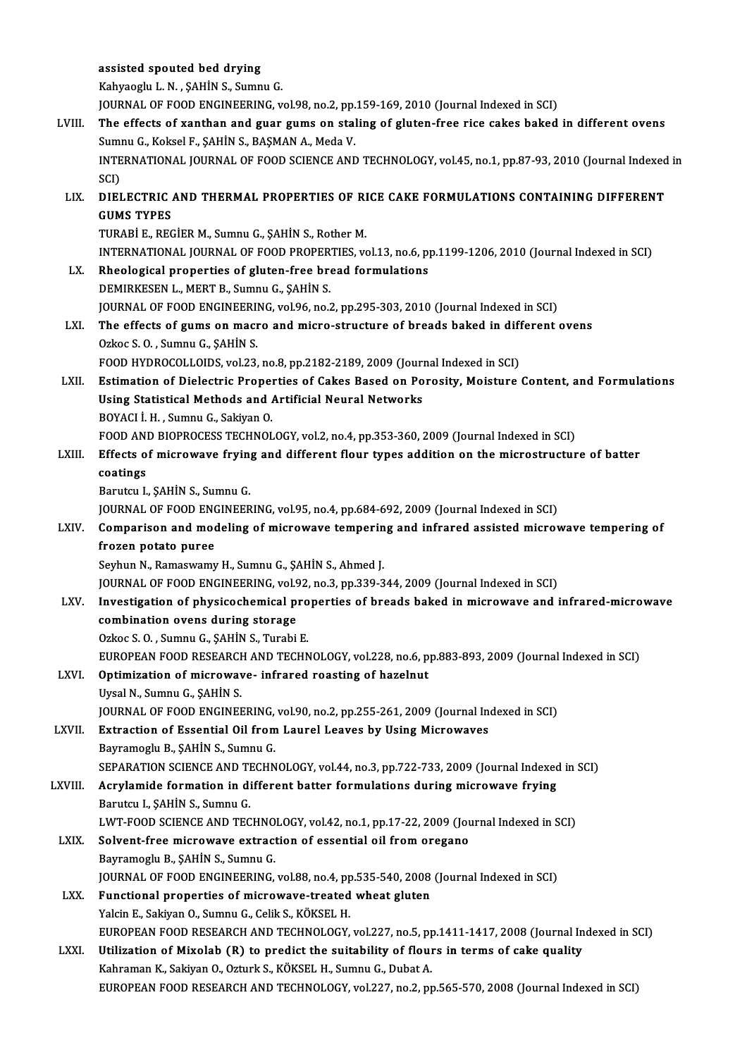assisted spouted bed drying
Kahyaoglu L. N. , ŞAHİN S., Sumnu G.
JOURNAL OF FOOD ENGINEERING, vol.98, no.2, pp.159-169, 2010 (Journal Indexed in SCI)

LVIII. **The effects of xanthan and guar gums on staling of gluten-free rice cakes baked in different ovens**
Sumnu G., Koksel F., ŞAHİN S., BAŞMAN A., Meda V.
INTERNATIONAL JOURNAL OF FOOD SCIENCE AND TECHNOLOGY, vol.45, no.1, pp.87-93, 2010 (Journal Indexed in SCI)

LIX. **DIELECTRIC AND THERMAL PROPERTIES OF RICE CAKE FORMULATIONS CONTAINING DIFFERENT GUMS TYPES**
TURABİ E., REGİER M., Sumnu G., ŞAHİN S., Rother M.
INTERNATIONAL JOURNAL OF FOOD PROPERTIES, vol.13, no.6, pp.1199-1206, 2010 (Journal Indexed in SCI)

LX. **Rheological properties of gluten-free bread formulations**
DEMIRKESEN L., MERT B., Sumnu G., ŞAHİN S.
JOURNAL OF FOOD ENGINEERING, vol.96, no.2, pp.295-303, 2010 (Journal Indexed in SCI)

LXI. **The effects of gums on macro and micro-structure of breads baked in different ovens**
Ozkoc S. O. , Sumnu G., ŞAHİN S.
FOOD HYDROCOLLOIDS, vol.23, no.8, pp.2182-2189, 2009 (Journal Indexed in SCI)

LXII. **Estimation of Dielectric Properties of Cakes Based on Porosity, Moisture Content, and Formulations Using Statistical Methods and Artificial Neural Networks**
BOYACI İ. H. , Sumnu G., Sakiyan O.
FOOD AND BIOPROCESS TECHNOLOGY, vol.2, no.4, pp.353-360, 2009 (Journal Indexed in SCI)

LXIII. **Effects of microwave frying and different flour types addition on the microstructure of batter coatings**
Barutcu I., ŞAHİN S., Sumnu G.
JOURNAL OF FOOD ENGINEERING, vol.95, no.4, pp.684-692, 2009 (Journal Indexed in SCI)

LXIV. **Comparison and modeling of microwave tempering and infrared assisted microwave tempering of frozen potato puree**
Seyhun N., Ramaswamy H., Sumnu G., ŞAHİN S., Ahmed J.
JOURNAL OF FOOD ENGINEERING, vol.92, no.3, pp.339-344, 2009 (Journal Indexed in SCI)

LXV. **Investigation of physicochemical properties of breads baked in microwave and infrared-microwave combination ovens during storage**
Ozkoc S. O. , Sumnu G., ŞAHİN S., Turabi E.
EUROPEAN FOOD RESEARCH AND TECHNOLOGY, vol.228, no.6, pp.883-893, 2009 (Journal Indexed in SCI)

LXVI. **Optimization of microwave- infrared roasting of hazelnut**
Uysal N., Sumnu G., ŞAHİN S.
JOURNAL OF FOOD ENGINEERING, vol.90, no.2, pp.255-261, 2009 (Journal Indexed in SCI)

LXVII. **Extraction of Essential Oil from Laurel Leaves by Using Microwaves**
Bayramoglu B., ŞAHİN S., Sumnu G.
SEPARATION SCIENCE AND TECHNOLOGY, vol.44, no.3, pp.722-733, 2009 (Journal Indexed in SCI)

LXVIII. **Acrylamide formation in different batter formulations during microwave frying**
Barutcu I., ŞAHİN S., Sumnu G.
LWT-FOOD SCIENCE AND TECHNOLOGY, vol.42, no.1, pp.17-22, 2009 (Journal Indexed in SCI)

LXIX. **Solvent-free microwave extraction of essential oil from oregano**
Bayramoglu B., ŞAHİN S., Sumnu G.
JOURNAL OF FOOD ENGINEERING, vol.88, no.4, pp.535-540, 2008 (Journal Indexed in SCI)

LXX. **Functional properties of microwave-treated wheat gluten**
Yalcin E., Sakiyan O., Sumnu G., Celik S., KÖKSEL H.
EUROPEAN FOOD RESEARCH AND TECHNOLOGY, vol.227, no.5, pp.1411-1417, 2008 (Journal Indexed in SCI)

LXXI. **Utilization of Mixolab (R) to predict the suitability of flours in terms of cake quality**
Kahraman K., Sakiyan O., Ozturk S., KÖKSEL H., Sumnu G., Dubat A.
EUROPEAN FOOD RESEARCH AND TECHNOLOGY, vol.227, no.2, pp.565-570, 2008 (Journal Indexed in SCI)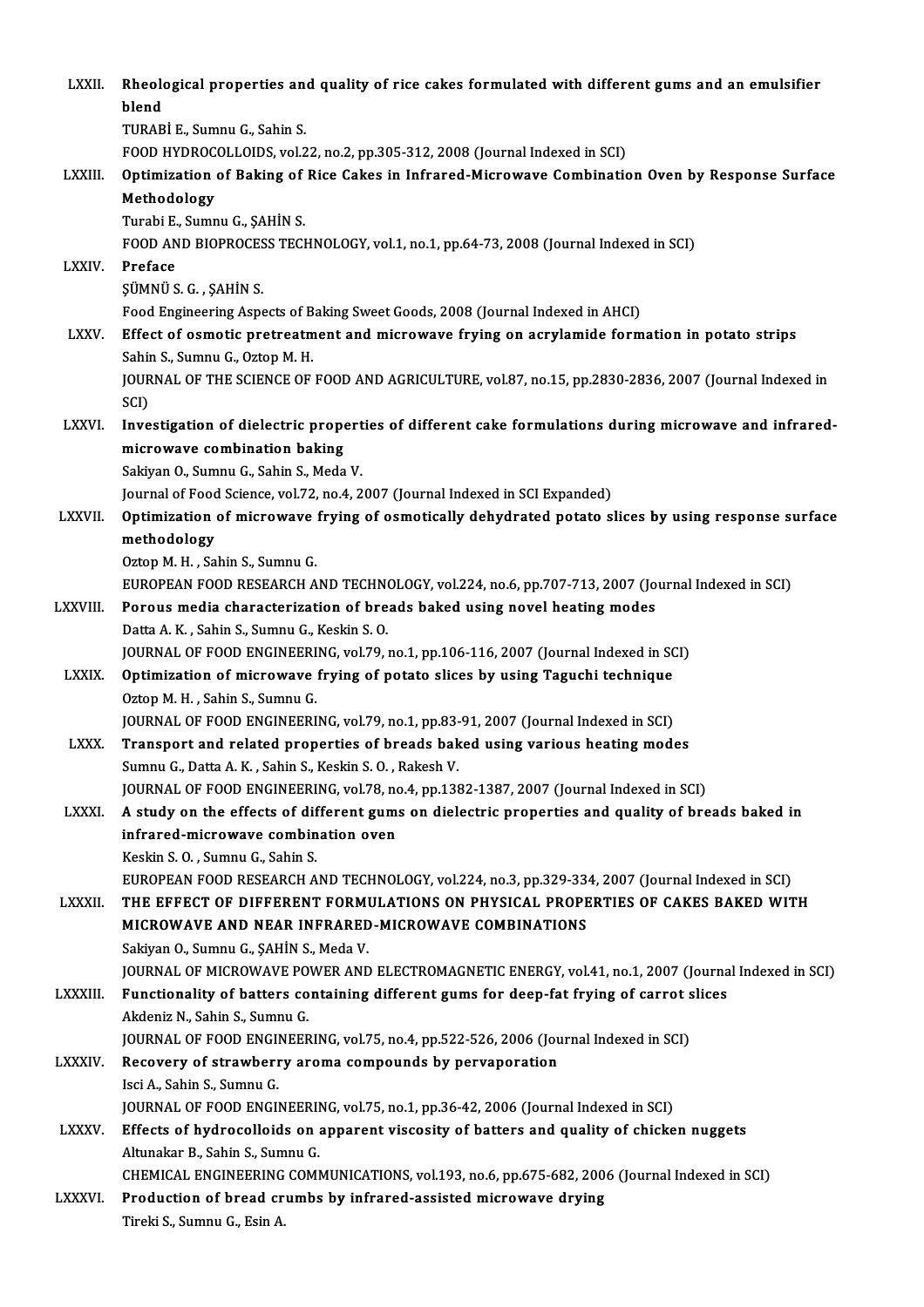LXXII. **Rheological properties and quality of rice cakes formulated with different gums and an emulsifier blend**
TURABİ E., Sumnu G., Sahin S.
FOOD HYDROCOLLOIDS, vol.22, no.2, pp.305-312, 2008 (Journal Indexed in SCI)

LXXIII. **Optimization of Baking of Rice Cakes in Infrared-Microwave Combination Oven by Response Surface Methodology**
Turabi E., Sumnu G., ŞAHİN S.
FOOD AND BIOPROCESS TECHNOLOGY, vol.1, no.1, pp.64-73, 2008 (Journal Indexed in SCI)

LXXIV. **Preface**
ŞÜMNÜ S. G. , ŞAHİN S.
Food Engineering Aspects of Baking Sweet Goods, 2008 (Journal Indexed in AHCI)

LXXV. **Effect of osmotic pretreatment and microwave frying on acrylamide formation in potato strips**
Sahin S., Sumnu G., Oztop M. H.
JOURNAL OF THE SCIENCE OF FOOD AND AGRICULTURE, vol.87, no.15, pp.2830-2836, 2007 (Journal Indexed in SCI)

LXXVI. **Investigation of dielectric properties of different cake formulations during microwave and infrared-microwave combination baking**
Sakiyan O., Sumnu G., Sahin S., Meda V.
Journal of Food Science, vol.72, no.4, 2007 (Journal Indexed in SCI Expanded)

LXXVII. **Optimization of microwave frying of osmotically dehydrated potato slices by using response surface methodology**
Oztop M. H. , Sahin S., Sumnu G.
EUROPEAN FOOD RESEARCH AND TECHNOLOGY, vol.224, no.6, pp.707-713, 2007 (Journal Indexed in SCI)

LXXVIII. **Porous media characterization of breads baked using novel heating modes**
Datta A. K. , Sahin S., Sumnu G., Keskin S. O.
JOURNAL OF FOOD ENGINEERING, vol.79, no.1, pp.106-116, 2007 (Journal Indexed in SCI)

LXXIX. **Optimization of microwave frying of potato slices by using Taguchi technique**
Oztop M. H. , Sahin S., Sumnu G.
JOURNAL OF FOOD ENGINEERING, vol.79, no.1, pp.83-91, 2007 (Journal Indexed in SCI)

LXXX. **Transport and related properties of breads baked using various heating modes**
Sumnu G., Datta A. K. , Sahin S., Keskin S. O. , Rakesh V.
JOURNAL OF FOOD ENGINEERING, vol.78, no.4, pp.1382-1387, 2007 (Journal Indexed in SCI)

LXXXI. **A study on the effects of different gums on dielectric properties and quality of breads baked in infrared-microwave combination oven**
Keskin S. O. , Sumnu G., Sahin S.
EUROPEAN FOOD RESEARCH AND TECHNOLOGY, vol.224, no.3, pp.329-334, 2007 (Journal Indexed in SCI)

LXXXII. **THE EFFECT OF DIFFERENT FORMULATIONS ON PHYSICAL PROPERTIES OF CAKES BAKED WITH MICROWAVE AND NEAR INFRARED-MICROWAVE COMBINATIONS**
Sakiyan O., Sumnu G., ŞAHİN S., Meda V.
JOURNAL OF MICROWAVE POWER AND ELECTROMAGNETIC ENERGY, vol.41, no.1, 2007 (Journal Indexed in SCI)

LXXXIII. **Functionality of batters containing different gums for deep-fat frying of carrot slices**
Akdeniz N., Sahin S., Sumnu G.
JOURNAL OF FOOD ENGINEERING, vol.75, no.4, pp.522-526, 2006 (Journal Indexed in SCI)

LXXXIV. **Recovery of strawberry aroma compounds by pervaporation**
Isci A., Sahin S., Sumnu G.
JOURNAL OF FOOD ENGINEERING, vol.75, no.1, pp.36-42, 2006 (Journal Indexed in SCI)

LXXXV. **Effects of hydrocolloids on apparent viscosity of batters and quality of chicken nuggets**
Altunakar B., Sahin S., Sumnu G.
CHEMICAL ENGINEERING COMMUNICATIONS, vol.193, no.6, pp.675-682, 2006 (Journal Indexed in SCI)

LXXXVI. **Production of bread crumbs by infrared-assisted microwave drying**
Tireki S., Sumnu G., Esin A.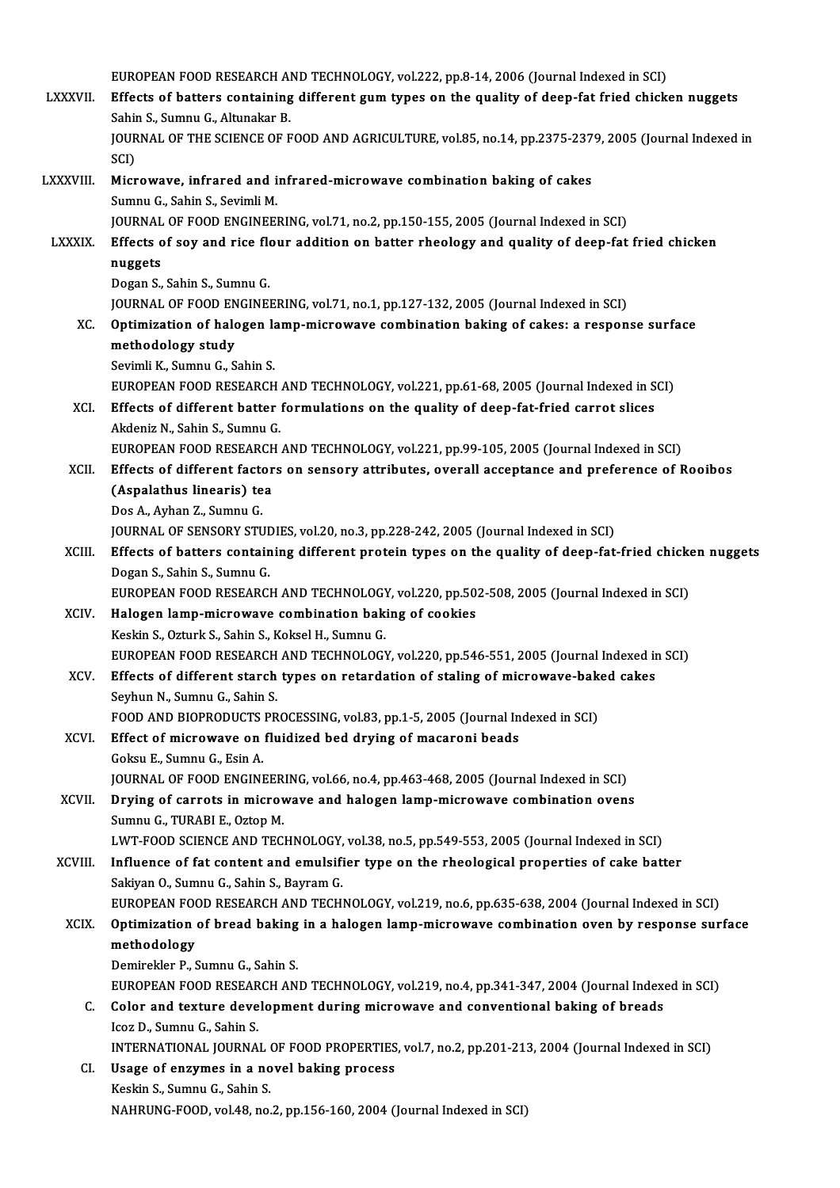EUROPEAN FOOD RESEARCH AND TECHNOLOGY, vol.222, pp.8-14, 2006 (Journal Indexed in SCI)

LXXXVII. **Effects of batters containing different gum types on the quality of deep-fat fried chicken nuggets**
Sahin S., Sumnu G., Altunakar B.
JOURNAL OF THE SCIENCE OF FOOD AND AGRICULTURE, vol.85, no.14, pp.2375-2379, 2005 (Journal Indexed in SCI)

LXXXVIII. **Microwave, infrared and infrared-microwave combination baking of cakes**
Sumnu G., Sahin S., Sevimli M.
JOURNAL OF FOOD ENGINEERING, vol.71, no.2, pp.150-155, 2005 (Journal Indexed in SCI)

LXXXIX. **Effects of soy and rice flour addition on batter rheology and quality of deep-fat fried chicken nuggets**
Dogan S., Sahin S., Sumnu G.
JOURNAL OF FOOD ENGINEERING, vol.71, no.1, pp.127-132, 2005 (Journal Indexed in SCI)

XC. **Optimization of halogen lamp-microwave combination baking of cakes: a response surface methodology study**
Sevimli K., Sumnu G., Sahin S.
EUROPEAN FOOD RESEARCH AND TECHNOLOGY, vol.221, pp.61-68, 2005 (Journal Indexed in SCI)

XCI. **Effects of different batter formulations on the quality of deep-fat-fried carrot slices**
Akdeniz N., Sahin S., Sumnu G.
EUROPEAN FOOD RESEARCH AND TECHNOLOGY, vol.221, pp.99-105, 2005 (Journal Indexed in SCI)

XCII. **Effects of different factors on sensory attributes, overall acceptance and preference of Rooibos (Aspalathus linearis) tea**
Dos A., Ayhan Z., Sumnu G.
JOURNAL OF SENSORY STUDIES, vol.20, no.3, pp.228-242, 2005 (Journal Indexed in SCI)

XCIII. **Effects of batters containing different protein types on the quality of deep-fat-fried chicken nuggets**
Dogan S., Sahin S., Sumnu G.
EUROPEAN FOOD RESEARCH AND TECHNOLOGY, vol.220, pp.502-508, 2005 (Journal Indexed in SCI)

XCIV. **Halogen lamp-microwave combination baking of cookies**
Keskin S., Ozturk S., Sahin S., Koksel H., Sumnu G.
EUROPEAN FOOD RESEARCH AND TECHNOLOGY, vol.220, pp.546-551, 2005 (Journal Indexed in SCI)

XCV. **Effects of different starch types on retardation of staling of microwave-baked cakes**
Seyhun N., Sumnu G., Sahin S.
FOOD AND BIOPRODUCTS PROCESSING, vol.83, pp.1-5, 2005 (Journal Indexed in SCI)

XCVI. **Effect of microwave on fluidized bed drying of macaroni beads**
Goksu E., Sumnu G., Esin A.
JOURNAL OF FOOD ENGINEERING, vol.66, no.4, pp.463-468, 2005 (Journal Indexed in SCI)

XCVII. **Drying of carrots in microwave and halogen lamp-microwave combination ovens**
Sumnu G., TURABI E., Oztop M.
LWT-FOOD SCIENCE AND TECHNOLOGY, vol.38, no.5, pp.549-553, 2005 (Journal Indexed in SCI)

XCVIII. **Influence of fat content and emulsifier type on the rheological properties of cake batter**
Sakiyan O., Sumnu G., Sahin S., Bayram G.
EUROPEAN FOOD RESEARCH AND TECHNOLOGY, vol.219, no.6, pp.635-638, 2004 (Journal Indexed in SCI)

XCIX. **Optimization of bread baking in a halogen lamp-microwave combination oven by response surface methodology**
Demirekler P., Sumnu G., Sahin S.
EUROPEAN FOOD RESEARCH AND TECHNOLOGY, vol.219, no.4, pp.341-347, 2004 (Journal Indexed in SCI)

C. **Color and texture development during microwave and conventional baking of breads**
Icoz D., Sumnu G., Sahin S.
INTERNATIONAL JOURNAL OF FOOD PROPERTIES, vol.7, no.2, pp.201-213, 2004 (Journal Indexed in SCI)

CI. **Usage of enzymes in a novel baking process**
Keskin S., Sumnu G., Sahin S.
NAHRUNG-FOOD, vol.48, no.2, pp.156-160, 2004 (Journal Indexed in SCI)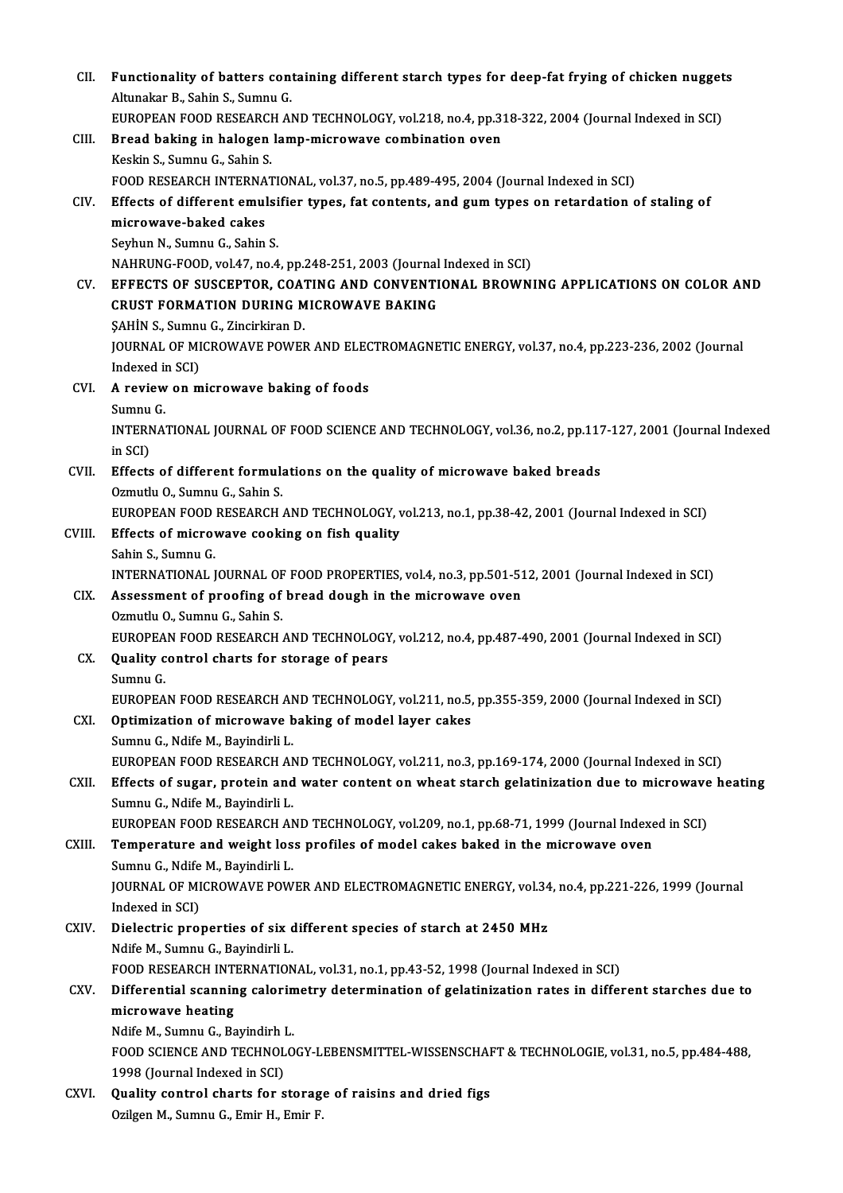CII. **Functionality of batters containing different starch types for deep-fat frying of chicken nuggets**
Altunakar B., Sahin S., Sumnu G.
EUROPEAN FOOD RESEARCH AND TECHNOLOGY, vol.218, no.4, pp.318-322, 2004 (Journal Indexed in SCI)

CIII. **Bread baking in halogen lamp-microwave combination oven**
Keskin S., Sumnu G., Sahin S.
FOOD RESEARCH INTERNATIONAL, vol.37, no.5, pp.489-495, 2004 (Journal Indexed in SCI)

CIV. **Effects of different emulsifier types, fat contents, and gum types on retardation of staling of microwave-baked cakes**
Seyhun N., Sumnu G., Sahin S.
NAHRUNG-FOOD, vol.47, no.4, pp.248-251, 2003 (Journal Indexed in SCI)

CV. **EFFECTS OF SUSCEPTOR, COATING AND CONVENTIONAL BROWNING APPLICATIONS ON COLOR AND CRUST FORMATION DURING MICROWAVE BAKING**
ŞAHİN S., Sumnu G., Zincirkiran D.
JOURNAL OF MICROWAVE POWER AND ELECTROMAGNETIC ENERGY, vol.37, no.4, pp.223-236, 2002 (Journal Indexed in SCI)

CVI. **A review on microwave baking of foods**
Sumnu G.
INTERNATIONAL JOURNAL OF FOOD SCIENCE AND TECHNOLOGY, vol.36, no.2, pp.117-127, 2001 (Journal Indexed in SCI)

CVII. **Effects of different formulations on the quality of microwave baked breads**
Ozmutlu O., Sumnu G., Sahin S.
EUROPEAN FOOD RESEARCH AND TECHNOLOGY, vol.213, no.1, pp.38-42, 2001 (Journal Indexed in SCI)

CVIII. **Effects of microwave cooking on fish quality**
Sahin S., Sumnu G.
INTERNATIONAL JOURNAL OF FOOD PROPERTIES, vol.4, no.3, pp.501-512, 2001 (Journal Indexed in SCI)

CIX. **Assessment of proofing of bread dough in the microwave oven**
Ozmutlu O., Sumnu G., Sahin S.
EUROPEAN FOOD RESEARCH AND TECHNOLOGY, vol.212, no.4, pp.487-490, 2001 (Journal Indexed in SCI)

CX. **Quality control charts for storage of pears**
Sumnu G.
EUROPEAN FOOD RESEARCH AND TECHNOLOGY, vol.211, no.5, pp.355-359, 2000 (Journal Indexed in SCI)

CXI. **Optimization of microwave baking of model layer cakes**
Sumnu G., Ndife M., Bayindirli L.
EUROPEAN FOOD RESEARCH AND TECHNOLOGY, vol.211, no.3, pp.169-174, 2000 (Journal Indexed in SCI)

CXII. **Effects of sugar, protein and water content on wheat starch gelatinization due to microwave heating**
Sumnu G., Ndife M., Bayindirli L.
EUROPEAN FOOD RESEARCH AND TECHNOLOGY, vol.209, no.1, pp.68-71, 1999 (Journal Indexed in SCI)

CXIII. **Temperature and weight loss profiles of model cakes baked in the microwave oven**
Sumnu G., Ndife M., Bayindirli L.
JOURNAL OF MICROWAVE POWER AND ELECTROMAGNETIC ENERGY, vol.34, no.4, pp.221-226, 1999 (Journal Indexed in SCI)

CXIV. **Dielectric properties of six different species of starch at 2450 MHz**
Ndife M., Sumnu G., Bayindirli L.
FOOD RESEARCH INTERNATIONAL, vol.31, no.1, pp.43-52, 1998 (Journal Indexed in SCI)

CXV. **Differential scanning calorimetry determination of gelatinization rates in different starches due to microwave heating**
Ndife M., Sumnu G., Bayindirh L.
FOOD SCIENCE AND TECHNOLOGY-LEBENSMITTEL-WISSENSCHAFT & TECHNOLOGIE, vol.31, no.5, pp.484-488, 1998 (Journal Indexed in SCI)

CXVI. **Quality control charts for storage of raisins and dried figs**
Ozilgen M., Sumnu G., Emir H., Emir F.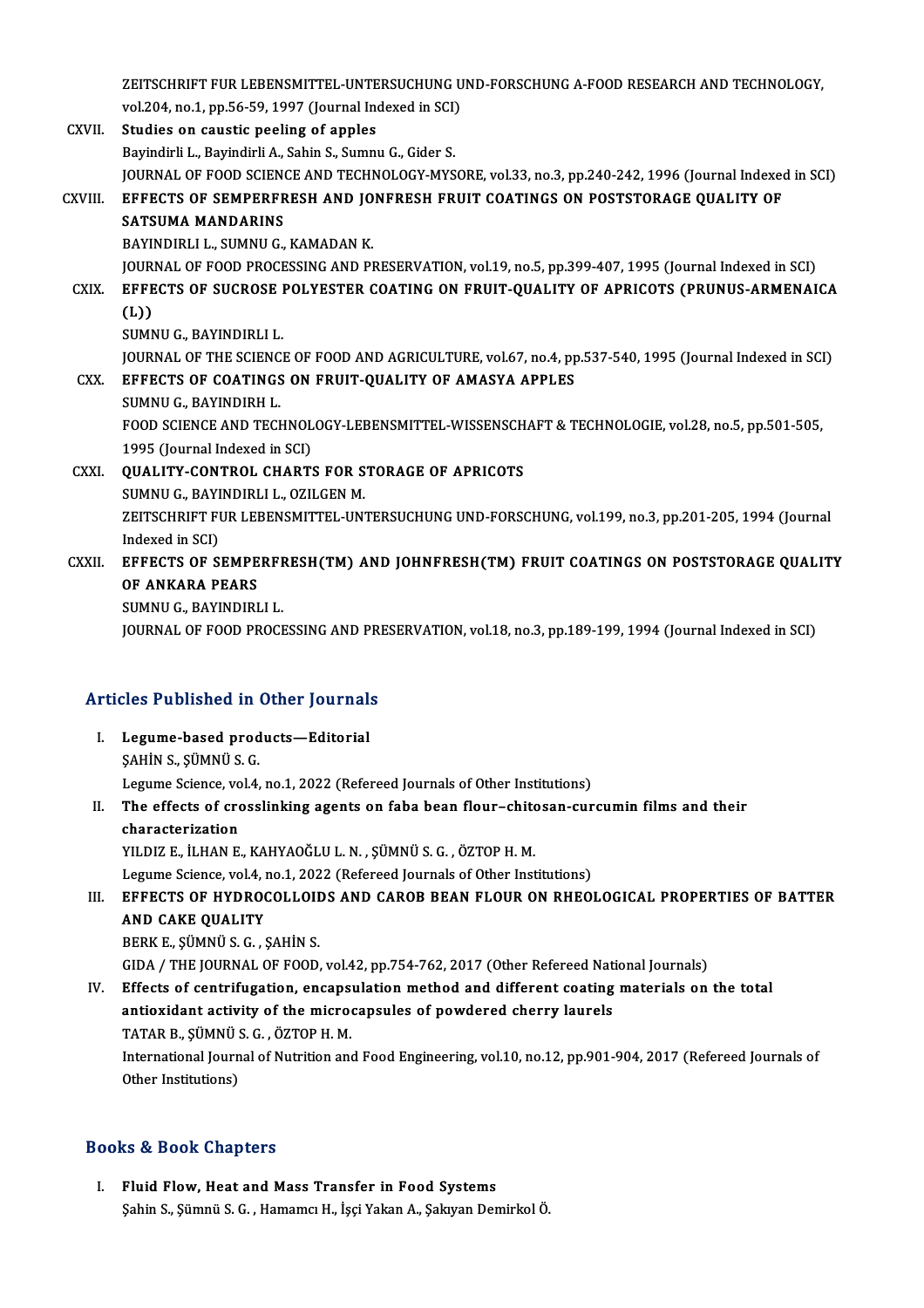ZEITSCHRIFT FUR LEBENSMITTEL-UNTERSUCHUNG UND-FORSCHUNG A-FOOD RESEARCH AND TECHNOLOGY, vol.204, no.1, pp.56-59, 1997 (Journal Indexed in SCI)

CXVII. **Studies on caustic peeling of apples**
Bayindirli L., Bayindirli A., Sahin S., Sumnu G., Gider S.
JOURNAL OF FOOD SCIENCE AND TECHNOLOGY-MYSORE, vol.33, no.3, pp.240-242, 1996 (Journal Indexed in SCI)

CXVIII. **EFFECTS OF SEMPERFRESH AND JONFRESH FRUIT COATINGS ON POSTSTORAGE QUALITY OF SATSUMA MANDARINS**
BAYINDIRLI L., SUMNU G., KAMADAN K.
JOURNAL OF FOOD PROCESSING AND PRESERVATION, vol.19, no.5, pp.399-407, 1995 (Journal Indexed in SCI)

CXIX. **EFFECTS OF SUCROSE POLYESTER COATING ON FRUIT-QUALITY OF APRICOTS (PRUNUS-ARMENAICA (L))**
SUMNU G., BAYINDIRLI L.
JOURNAL OF THE SCIENCE OF FOOD AND AGRICULTURE, vol.67, no.4, pp.537-540, 1995 (Journal Indexed in SCI)

CXX. **EFFECTS OF COATINGS ON FRUIT-QUALITY OF AMASYA APPLES**
SUMNU G., BAYINDIRH L.
FOOD SCIENCE AND TECHNOLOGY-LEBENSMITTEL-WISSENSCHAFT & TECHNOLOGIE, vol.28, no.5, pp.501-505, 1995 (Journal Indexed in SCI)

CXXI. **QUALITY-CONTROL CHARTS FOR STORAGE OF APRICOTS**
SUMNU G., BAYINDIRLI L., OZILGEN M.
ZEITSCHRIFT FUR LEBENSMITTEL-UNTERSUCHUNG UND-FORSCHUNG, vol.199, no.3, pp.201-205, 1994 (Journal Indexed in SCI)

CXXII. **EFFECTS OF SEMPERFRESH(TM) AND JOHNFRESH(TM) FRUIT COATINGS ON POSTSTORAGE QUALITY OF ANKARA PEARS**
SUMNU G., BAYINDIRLI L.
JOURNAL OF FOOD PROCESSING AND PRESERVATION, vol.18, no.3, pp.189-199, 1994 (Journal Indexed in SCI)

## Articles Published in Other Journals

I. **Legume-based products—Editorial**
ŞAHİN S., ŞÜMNÜ S. G.
Legume Science, vol.4, no.1, 2022 (Refereed Journals of Other Institutions)

II. **The effects of crosslinking agents on faba bean flour–chitosan-curcumin films and their characterization**
YILDIZ E., İLHAN E., KAHYAOĞLU L. N. , ŞÜMNÜ S. G. , ÖZTOP H. M.
Legume Science, vol.4, no.1, 2022 (Refereed Journals of Other Institutions)

III. **EFFECTS OF HYDROCOLLOIDS AND CAROB BEAN FLOUR ON RHEOLOGICAL PROPERTIES OF BATTER AND CAKE QUALITY**
BERK E., ŞÜMNÜ S. G. , ŞAHİN S.
GIDA / THE JOURNAL OF FOOD, vol.42, pp.754-762, 2017 (Other Refereed National Journals)

IV. **Effects of centrifugation, encapsulation method and different coating materials on the total antioxidant activity of the microcapsules of powdered cherry laurels**
TATAR B., ŞÜMNÜ S. G. , ÖZTOP H. M.
International Journal of Nutrition and Food Engineering, vol.10, no.12, pp.901-904, 2017 (Refereed Journals of Other Institutions)

## Books & Book Chapters

I. **Fluid Flow, Heat and Mass Transfer in Food Systems**
Şahin S., Şümnü S. G. , Hamamcı H., İşçi Yakan A., Şakıyan Demirkol Ö.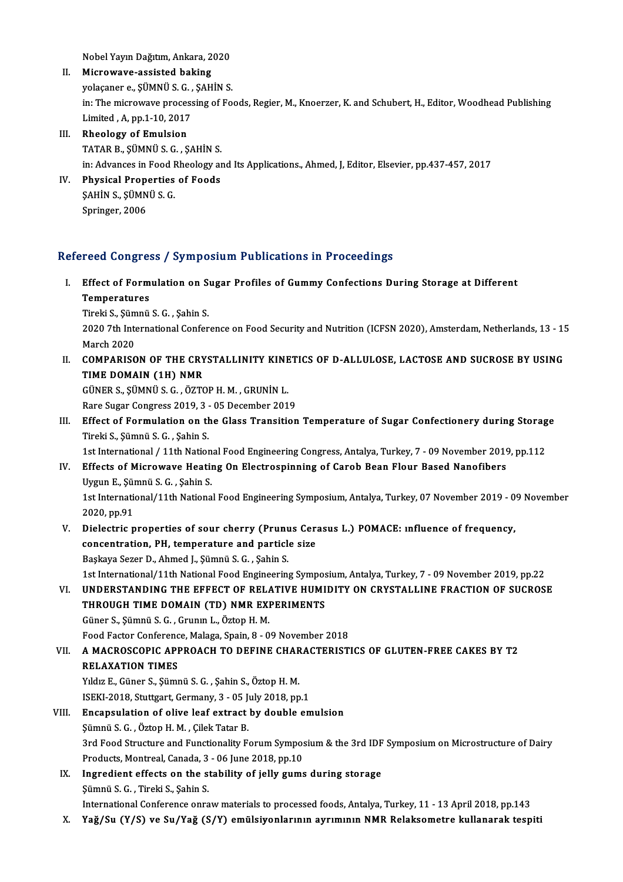Nobel Yayın Dağıtım, Ankara, 2020

II. **Microwave-assisted baking**
yolaçaner e., ŞÜMNÜ S. G. , ŞAHİN S.
in: The microwave processing of Foods, Regier, M., Knoerzer, K. and Schubert, H., Editor, Woodhead Publishing Limited , A, pp.1-10, 2017

III. **Rheology of Emulsion**
TATAR B., ŞÜMNÜ S. G. , ŞAHİN S.
in: Advances in Food Rheology and Its Applications., Ahmed, J, Editor, Elsevier, pp.437-457, 2017

IV. **Physical Properties of Foods**
ŞAHİN S., ŞÜMNÜ S. G.
Springer, 2006

## Refereed Congress / Symposium Publications in Proceedings

I. **Effect of Formulation on Sugar Profiles of Gummy Confections During Storage at Different Temperatures**
Tireki S., Şümnü S. G. , Şahin S.
2020 7th International Conference on Food Security and Nutrition (ICFSN 2020), Amsterdam, Netherlands, 13 - 15 March 2020

II. **COMPARISON OF THE CRYSTALLINITY KINETICS OF D-ALLULOSE, LACTOSE AND SUCROSE BY USING TIME DOMAIN (1H) NMR**
GÜNER S., ŞÜMNÜ S. G. , ÖZTOP H. M. , GRUNİN L.
Rare Sugar Congress 2019, 3 - 05 December 2019

III. **Effect of Formulation on the Glass Transition Temperature of Sugar Confectionery during Storage**
Tireki S., Şümnü S. G. , Şahin S.
1st International / 11th National Food Engineering Congress, Antalya, Turkey, 7 - 09 November 2019, pp.112

IV. **Effects of Microwave Heating On Electrospinning of Carob Bean Flour Based Nanofibers**
Uygun E., Şümnü S. G. , Şahin S.
1st International/11th National Food Engineering Symposium, Antalya, Turkey, 07 November 2019 - 09 November 2020, pp.91

V. **Dielectric properties of sour cherry (Prunus Cerasus L.) POMACE: ınfluence of frequency, concentration, PH, temperature and particle size**
Başkaya Sezer D., Ahmed J., Şümnü S. G. , Şahin S.
1st International/11th National Food Engineering Symposium, Antalya, Turkey, 7 - 09 November 2019, pp.22

VI. **UNDERSTANDING THE EFFECT OF RELATIVE HUMIDITY ON CRYSTALLINE FRACTION OF SUCROSE THROUGH TIME DOMAIN (TD) NMR EXPERIMENTS**
Güner S., Şümnü S. G. , Grunın L., Öztop H. M.
Food Factor Conference, Malaga, Spain, 8 - 09 November 2018

VII. **A MACROSCOPIC APPROACH TO DEFINE CHARACTERISTICS OF GLUTEN-FREE CAKES BY T2 RELAXATION TIMES**
Yıldız E., Güner S., Şümnü S. G. , Şahin S., Öztop H. M.
ISEKI-2018, Stuttgart, Germany, 3 - 05 July 2018, pp.1

VIII. **Encapsulation of olive leaf extract by double emulsion**
Şümnü S. G. , Öztop H. M. , Çilek Tatar B.
3rd Food Structure and Functionality Forum Symposium & the 3rd IDF Symposium on Microstructure of Dairy Products, Montreal, Canada, 3 - 06 June 2018, pp.10

IX. **Ingredient effects on the stability of jelly gums during storage**
Şümnü S. G. , Tireki S., Şahin S.
International Conference onraw materials to processed foods, Antalya, Turkey, 11 - 13 April 2018, pp.143

X. **Yağ/Su (Y/S) ve Su/Yağ (S/Y) emülsiyonlarının ayrımının NMR Relaksometre kullanarak tespiti**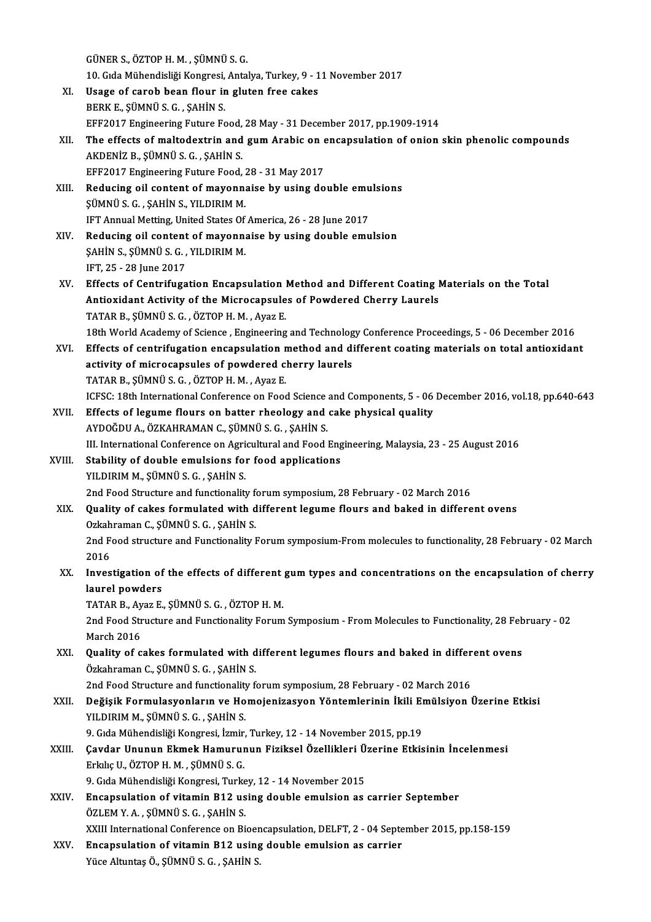GÜNER S., ÖZTOP H. M. , ŞÜMNÜ S. G.
10. Gıda Mühendisliği Kongresi, Antalya, Turkey, 9 - 11 November 2017

XI. **Usage of carob bean flour in gluten free cakes**
BERK E., ŞÜMNÜ S. G. , ŞAHİN S.
EFF2017 Engineering Future Food, 28 May - 31 December 2017, pp.1909-1914

XII. **The effects of maltodextrin and gum Arabic on encapsulation of onion skin phenolic compounds**
AKDENİZ B., ŞÜMNÜ S. G. , ŞAHİN S.
EFF2017 Engineering Future Food, 28 - 31 May 2017

XIII. **Reducing oil content of mayonnaise by using double emulsions**
ŞÜMNÜ S. G. , ŞAHİN S., YILDIRIM M.
IFT Annual Metting, United States Of America, 26 - 28 June 2017

XIV. **Reducing oil content of mayonnaise by using double emulsion**
ŞAHİN S., ŞÜMNÜ S. G. , YILDIRIM M.
IFT, 25 - 28 June 2017

XV. **Effects of Centrifugation Encapsulation Method and Different Coating Materials on the Total Antioxidant Activity of the Microcapsules of Powdered Cherry Laurels**
TATAR B., ŞÜMNÜ S. G. , ÖZTOP H. M. , Ayaz E.
18th World Academy of Science , Engineering and Technology Conference Proceedings, 5 - 06 December 2016

XVI. **Effects of centrifugation encapsulation method and different coating materials on total antioxidant activity of microcapsules of powdered cherry laurels**
TATAR B., ŞÜMNÜ S. G. , ÖZTOP H. M. , Ayaz E.
ICFSC: 18th International Conference on Food Science and Components, 5 - 06 December 2016, vol.18, pp.640-643

XVII. **Effects of legume flours on batter rheology and cake physical quality**
AYDOĞDU A., ÖZKAHRAMAN C., ŞÜMNÜ S. G. , ŞAHİN S.
III. International Conference on Agricultural and Food Engineering, Malaysia, 23 - 25 August 2016

XVIII. **Stability of double emulsions for food applications**
YILDIRIM M., ŞÜMNÜ S. G. , ŞAHİN S.
2nd Food Structure and functionality forum symposium, 28 February - 02 March 2016

XIX. **Quality of cakes formulated with different legume flours and baked in different ovens**
Ozkahraman C., ŞÜMNÜ S. G. , ŞAHİN S.
2nd Food structure and Functionality Forum symposium-From molecules to functionality, 28 February - 02 March 2016

XX. **Investigation of the effects of different gum types and concentrations on the encapsulation of cherry laurel powders**
TATAR B., Ayaz E., ŞÜMNÜ S. G. , ÖZTOP H. M.
2nd Food Structure and Functionality Forum Symposium - From Molecules to Functionality, 28 February - 02 March 2016

XXI. **Quality of cakes formulated with different legumes flours and baked in different ovens**
Özkahraman C., ŞÜMNÜ S. G. , ŞAHİN S.
2nd Food Structure and functionality forum symposium, 28 February - 02 March 2016

XXII. **Değişik Formulasyonların ve Homojenizasyon Yöntemlerinin İkili Emülsiyon Üzerine Etkisi**
YILDIRIM M., ŞÜMNÜ S. G. , ŞAHİN S.
9. Gıda Mühendisliği Kongresi, İzmir, Turkey, 12 - 14 November 2015, pp.19

XXIII. **Çavdar Ununun Ekmek Hamurunun Fiziksel Özellikleri Üzerine Etkisinin İncelenmesi**
Erkılıç U., ÖZTOP H. M. , ŞÜMNÜ S. G.
9. Gıda Mühendisliği Kongresi, Turkey, 12 - 14 November 2015

XXIV. **Encapsulation of vitamin B12 using double emulsion as carrier September**
ÖZLEM Y. A. , ŞÜMNÜ S. G. , ŞAHİN S.
XXIII International Conference on Bioencapsulation, DELFT, 2 - 04 September 2015, pp.158-159

XXV. **Encapsulation of vitamin B12 using double emulsion as carrier**
Yüce Altuntaş Ö., ŞÜMNÜ S. G. , ŞAHİN S.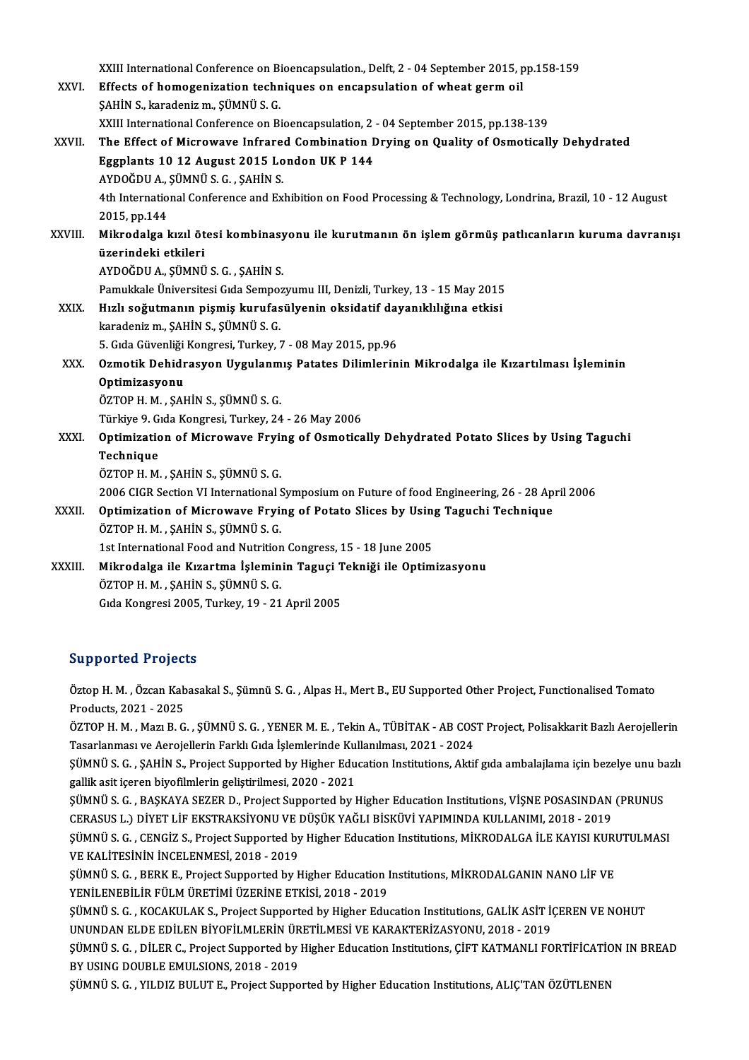XXIII International Conference on Bioencapsulation., Delft, 2 - 04 September 2015, pp.158-159

XXVI. **Effects of homogenization techniques on encapsulation of wheat germ oil**
ŞAHİN S., karadeniz m., ŞÜMNÜ S. G.
XXIII International Conference on Bioencapsulation, 2 - 04 September 2015, pp.138-139

XXVII. **The Effect of Microwave Infrared Combination Drying on Quality of Osmotically Dehydrated Eggplants 10 12 August 2015 London UK P 144**
AYDOĞDU A., ŞÜMNÜ S. G. , ŞAHİN S.
4th International Conference and Exhibition on Food Processing & Technology, Londrina, Brazil, 10 - 12 August 2015, pp.144

XXVIII. **Mikrodalga kızıl ötesi kombinasyonu ile kurutmanın ön işlem görmüş patlıcanların kuruma davranışı üzerindeki etkileri**
AYDOĞDU A., ŞÜMNÜ S. G. , ŞAHİN S.
Pamukkale Üniversitesi Gıda Sempozyumu III, Denizli, Turkey, 13 - 15 May 2015

XXIX. **Hızlı soğutmanın pişmiş kurufasülyenin oksidatif dayanıklılığına etkisi**
karadeniz m., ŞAHİN S., ŞÜMNÜ S. G.
5. Gıda Güvenliği Kongresi, Turkey, 7 - 08 May 2015, pp.96

XXX. **Ozmotik Dehidrasyon Uygulanmış Patates Dilimlerinin Mikrodalga ile Kızartılması İşleminin Optimizasyonu**
ÖZTOP H. M. , ŞAHİN S., ŞÜMNÜ S. G.
Türkiye 9. Gıda Kongresi, Turkey, 24 - 26 May 2006

XXXI. **Optimization of Microwave Frying of Osmotically Dehydrated Potato Slices by Using Taguchi Technique**
ÖZTOP H. M. , ŞAHİN S., ŞÜMNÜ S. G.
2006 CIGR Section VI International Symposium on Future of food Engineering, 26 - 28 April 2006

XXXII. **Optimization of Microwave Frying of Potato Slices by Using Taguchi Technique**
ÖZTOP H. M. , ŞAHİN S., ŞÜMNÜ S. G.
1st International Food and Nutrition Congress, 15 - 18 June 2005

XXXIII. **Mikrodalga ile Kızartma İşleminin Taguçi Tekniği ile Optimizasyonu**
ÖZTOP H. M. , ŞAHİN S., ŞÜMNÜ S. G.
Gıda Kongresi 2005, Turkey, 19 - 21 April 2005

## Supported Projects

Öztop H. M. , Özcan Kabasakal S., Şümnü S. G. , Alpas H., Mert B., EU Supported Other Project, Functionalised Tomato Products, 2021 - 2025

ÖZTOP H. M. , Mazı B. G. , ŞÜMNÜ S. G. , YENER M. E. , Tekin A., TÜBİTAK - AB COST Project, Polisakkarit Bazlı Aerojellerin Tasarlanması ve Aerojellerin Farklı Gıda İşlemlerinde Kullanılması, 2021 - 2024

ŞÜMNÜ S. G. , ŞAHİN S., Project Supported by Higher Education Institutions, Aktif gıda ambalajlama için bezelye unu bazlı gallik asit içeren biyofilmlerin geliştirilmesi, 2020 - 2021

ŞÜMNÜ S. G. , BAŞKAYA SEZER D., Project Supported by Higher Education Institutions, VİŞNE POSASINDAN (PRUNUS CERASUS L.) DİYET LİF EKSTRAKSİYONU VE DÜŞÜK YAĞLI BİSKÜVİ YAPIMINDA KULLANIMI, 2018 - 2019

ŞÜMNÜ S. G. , CENGİZ S., Project Supported by Higher Education Institutions, MİKRODALGA İLE KAYISI KURUTULMASI VE KALİTESİNİN İNCELENMESİ, 2018 - 2019

ŞÜMNÜ S. G. , BERK E., Project Supported by Higher Education Institutions, MİKRODALGANIN NANO LİF VE YENİLENEBİLİR FÜLM ÜRETİMİ ÜZERİNE ETKİSİ, 2018 - 2019

ŞÜMNÜ S. G. , KOCAKULAK S., Project Supported by Higher Education Institutions, GALİK ASİT İÇEREN VE NOHUT UNUNDAN ELDE EDİLEN BİYOFİLMLERİN ÜRETİLMESİ VE KARAKTERİZASYONU, 2018 - 2019

ŞÜMNÜ S. G. , DİLER C., Project Supported by Higher Education Institutions, ÇİFT KATMANLI FORTİFİCATİON IN BREAD BY USING DOUBLE EMULSIONS, 2018 - 2019

ŞÜMNÜ S. G. , YILDIZ BULUT E., Project Supported by Higher Education Institutions, ALIÇ'TAN ÖZÜTLENEN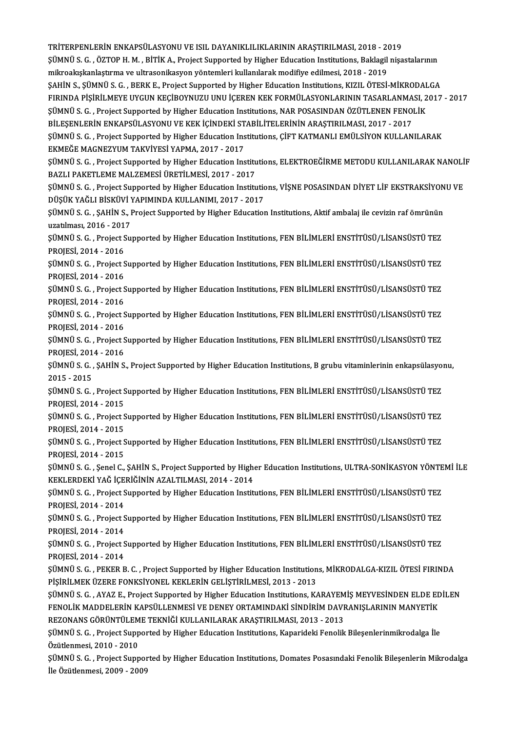TRİTERPENLERİN ENKAPSÜLASYONU VE ISIL DAYANIKLILIKLARININ ARAŞTIRILMASI, 2018 - 2019

ŞÜMNÜ S. G. , ÖZTOP H. M. , BİTİK A., Project Supported by Higher Education Institutions, Baklagil nişastalarının mikroakışkanlaştırma ve ultrasonikasyon yöntemleri kullanılarak modifiye edilmesi, 2018 - 2019

ŞAHİN S., ŞÜMNÜ S. G. , BERK E., Project Supported by Higher Education Institutions, KIZIL ÖTESİ-MİKRODALGA FIRINDA PİŞİRİLMEYE UYGUN KEÇİBOYNUZU UNU İÇEREN KEK FORMÜLASYONLARININ TASARLANMASI, 2017 - 2017

ŞÜMNÜ S. G. , Project Supported by Higher Education Institutions, NAR POSASINDAN ÖZÜTLENEN FENOLİK BİLEŞENLERİN ENKAPSÜLASYONU VE KEK İÇİNDEKİ STABİLİTELERİNİN ARAŞTIRILMASI, 2017 - 2017

ŞÜMNÜ S. G. , Project Supported by Higher Education Institutions, ÇİFT KATMANLI EMÜLSİYON KULLANILARAK EKMEĞE MAGNEZYUM TAKVİYESİ YAPMA, 2017 - 2017

ŞÜMNÜ S. G. , Project Supported by Higher Education Institutions, ELEKTROEĞİRME METODU KULLANILARAK NANOLİF BAZLI PAKETLEME MALZEMESİ ÜRETİLMESİ, 2017 - 2017

ŞÜMNÜ S. G. , Project Supported by Higher Education Institutions, VİŞNE POSASINDAN DİYET LİF EKSTRAKSİYONU VE DÜŞÜK YAĞLI BİSKÜVİ YAPIMINDA KULLANIMI, 2017 - 2017

ŞÜMNÜ S. G. , ŞAHİN S., Project Supported by Higher Education Institutions, Aktif ambalaj ile cevizin raf ömrünün uzatılması, 2016 - 2017

ŞÜMNÜ S. G. , Project Supported by Higher Education Institutions, FEN BİLİMLERİ ENSTİTÜSÜ/LİSANSÜSTÜ TEZ PROJESİ, 2014 - 2016

ŞÜMNÜ S. G. , Project Supported by Higher Education Institutions, FEN BİLİMLERİ ENSTİTÜSÜ/LİSANSÜSTÜ TEZ PROJESİ, 2014 - 2016

ŞÜMNÜ S. G. , Project Supported by Higher Education Institutions, FEN BİLİMLERİ ENSTİTÜSÜ/LİSANSÜSTÜ TEZ PROJESİ, 2014 - 2016

ŞÜMNÜ S. G. , Project Supported by Higher Education Institutions, FEN BİLİMLERİ ENSTİTÜSÜ/LİSANSÜSTÜ TEZ PROJESİ, 2014 - 2016

ŞÜMNÜ S. G. , Project Supported by Higher Education Institutions, FEN BİLİMLERİ ENSTİTÜSÜ/LİSANSÜSTÜ TEZ PROJESİ, 2014 - 2016

ŞÜMNÜ S. G. , ŞAHİN S., Project Supported by Higher Education Institutions, B grubu vitaminlerinin enkapsülasyonu, 2015 - 2015

ŞÜMNÜ S. G. , Project Supported by Higher Education Institutions, FEN BİLİMLERİ ENSTİTÜSÜ/LİSANSÜSTÜ TEZ PROJESİ, 2014 - 2015

ŞÜMNÜ S. G. , Project Supported by Higher Education Institutions, FEN BİLİMLERİ ENSTİTÜSÜ/LİSANSÜSTÜ TEZ PROJESİ, 2014 - 2015

ŞÜMNÜ S. G. , Project Supported by Higher Education Institutions, FEN BİLİMLERİ ENSTİTÜSÜ/LİSANSÜSTÜ TEZ PROJESİ, 2014 - 2015

ŞÜMNÜ S. G. , Şenel C., ŞAHİN S., Project Supported by Higher Education Institutions, ULTRA-SONİKASYON YÖNTEMİ İLE KEKLERDEKİ YAĞ İÇERİĞİNİN AZALTILMASI, 2014 - 2014

ŞÜMNÜ S. G. , Project Supported by Higher Education Institutions, FEN BİLİMLERİ ENSTİTÜSÜ/LİSANSÜSTÜ TEZ PROJESİ, 2014 - 2014

ŞÜMNÜ S. G. , Project Supported by Higher Education Institutions, FEN BİLİMLERİ ENSTİTÜSÜ/LİSANSÜSTÜ TEZ PROJESİ, 2014 - 2014

ŞÜMNÜ S. G. , Project Supported by Higher Education Institutions, FEN BİLİMLERİ ENSTİTÜSÜ/LİSANSÜSTÜ TEZ PROJESİ, 2014 - 2014

ŞÜMNÜ S. G. , PEKER B. C. , Project Supported by Higher Education Institutions, MİKRODALGA-KIZIL ÖTESİ FIRINDA PİŞİRİLMEK ÜZERE FONKSİYONEL KEKLERİN GELİŞTİRİLMESİ, 2013 - 2013

ŞÜMNÜ S. G. , AYAZ E., Project Supported by Higher Education Institutions, KARAYEMİŞ MEYVESİNDEN ELDE EDİLEN FENOLİK MADDELERİN KAPSÜLLENMESİ VE DENEY ORTAMINDAKİ SİNDİRİM DAVRANIŞLARININ MANYETİK REZONANS GÖRÜNTÜLEME TEKNİĞİ KULLANILARAK ARAŞTIRILMASI, 2013 - 2013

ŞÜMNÜ S. G. , Project Supported by Higher Education Institutions, Kaparideki Fenolik Bileşenlerinmikrodalga İle Özütlenmesi, 2010 - 2010

ŞÜMNÜ S. G. , Project Supported by Higher Education Institutions, Domates Posasındaki Fenolik Bileşenlerin Mikrodalga İle Özütlenmesi, 2009 - 2009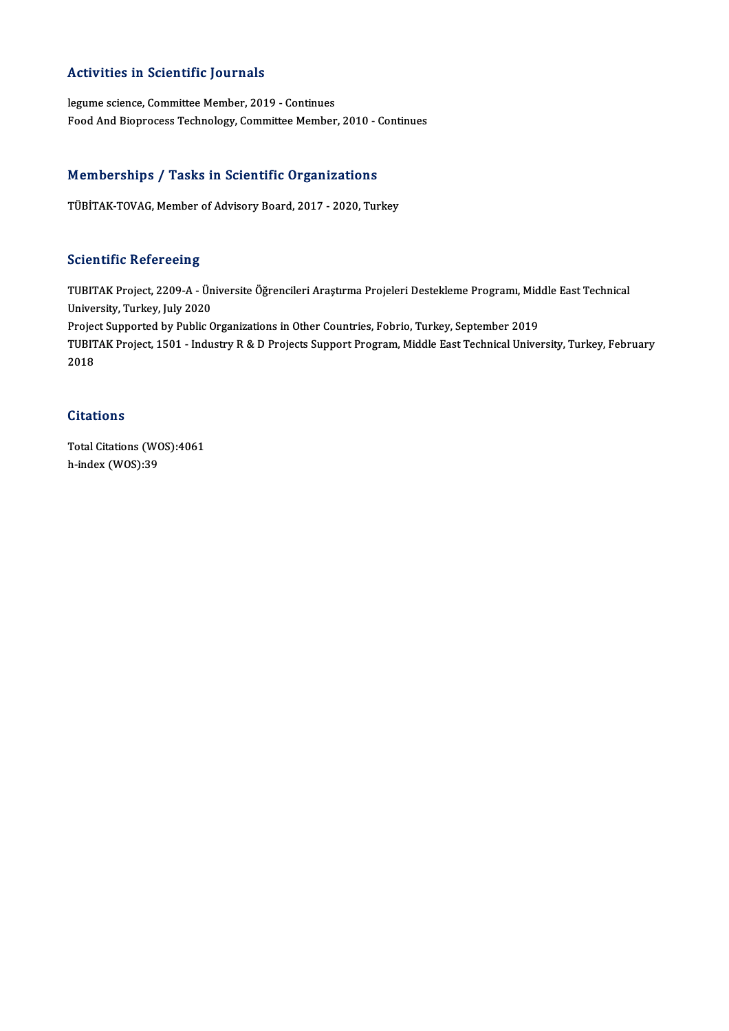## Activities in Scientific Journals

legume science, Committee Member, 2019 - Continues
Food And Bioprocess Technology, Committee Member, 2010 - Continues

## Memberships / Tasks in Scientific Organizations

TÜBİTAK-TOVAG, Member of Advisory Board, 2017 - 2020, Turkey

## Scientific Refereeing

TUBITAK Project, 2209-A - Üniversite Öğrencileri Araştırma Projeleri Destekleme Programı, Middle East Technical University, Turkey, July 2020
Project Supported by Public Organizations in Other Countries, Fobrio, Turkey, September 2019
TUBITAK Project, 1501 - Industry R & D Projects Support Program, Middle East Technical University, Turkey, February 2018

## Citations

Total Citations (WOS):4061
h-index (WOS):39